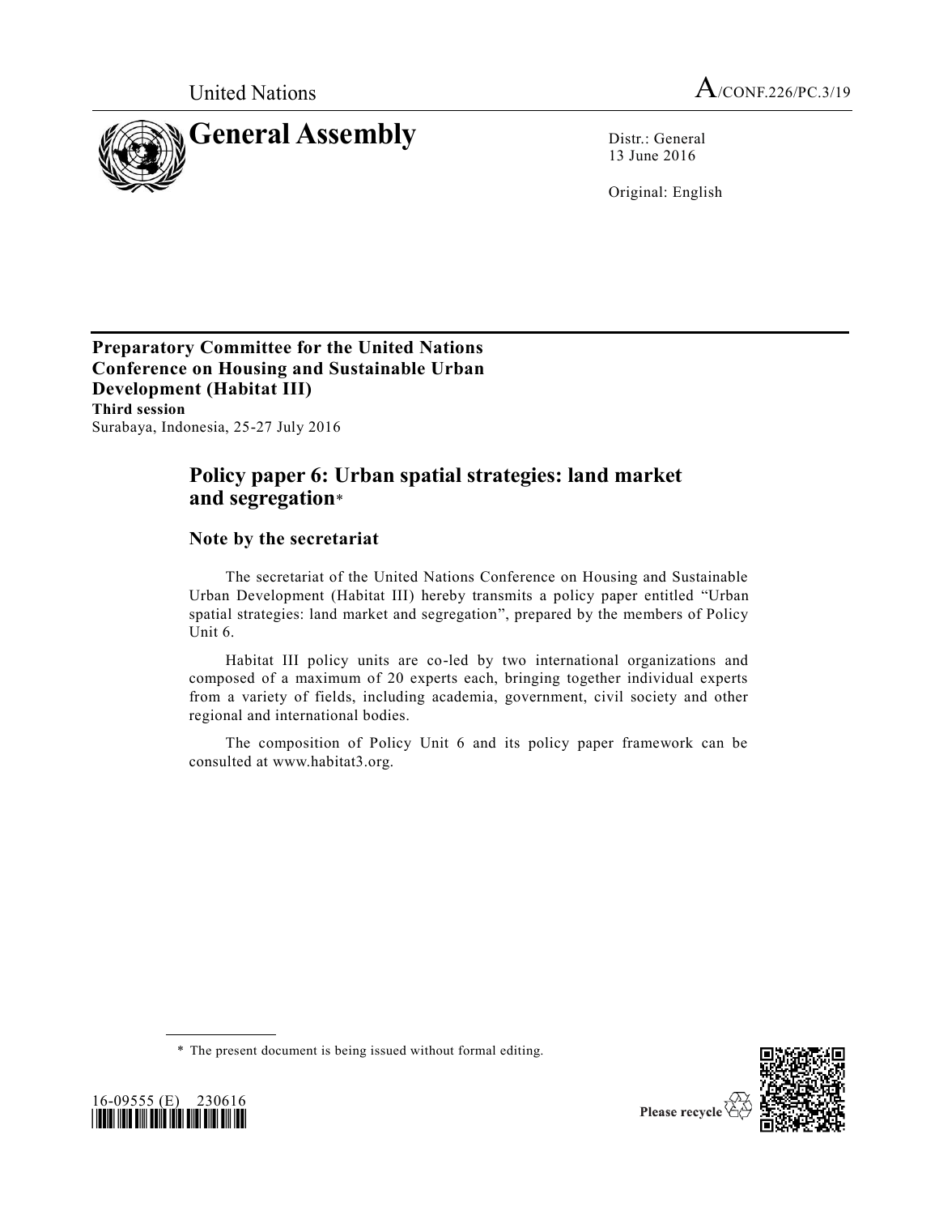United Nations

A/CONF.226/PC.3/19

# General Assembly

Distr.: General
13 June 2016

Original: English

**Preparatory Committee for the United Nations Conference on Housing and Sustainable Urban Development (Habitat III)**
**Third session**
Surabaya, Indonesia, 25-27 July 2016

## Policy paper 6: Urban spatial strategies: land market and segregation*

### Note by the secretariat

The secretariat of the United Nations Conference on Housing and Sustainable Urban Development (Habitat III) hereby transmits a policy paper entitled "Urban spatial strategies: land market and segregation", prepared by the members of Policy Unit 6.

Habitat III policy units are co-led by two international organizations and composed of a maximum of 20 experts each, bringing together individual experts from a variety of fields, including academia, government, civil society and other regional and international bodies.

The composition of Policy Unit 6 and its policy paper framework can be consulted at www.habitat3.org.

\* The present document is being issued without formal editing.

16-09555 (E) 230616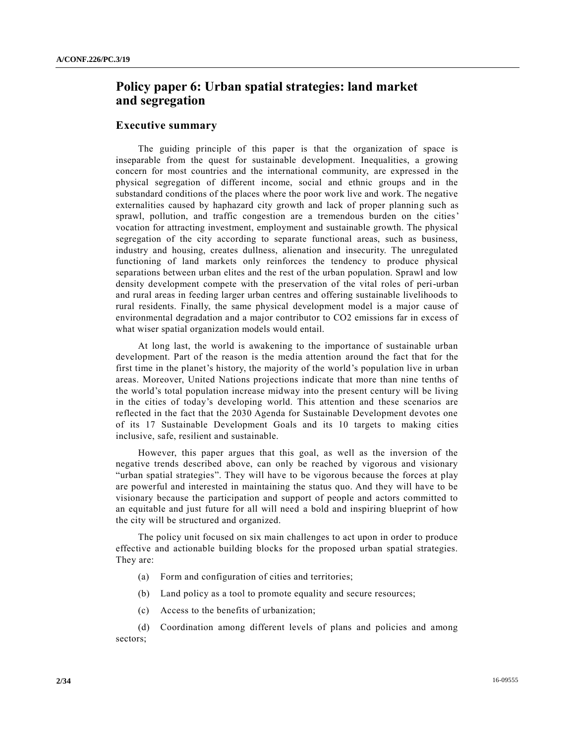# Policy paper 6: Urban spatial strategies: land market and segregation

## Executive summary

The guiding principle of this paper is that the organization of space is inseparable from the quest for sustainable development. Inequalities, a growing concern for most countries and the international community, are expressed in the physical segregation of different income, social and ethnic groups and in the substandard conditions of the places where the poor work live and work. The negative externalities caused by haphazard city growth and lack of proper planning such as sprawl, pollution, and traffic congestion are a tremendous burden on the cities' vocation for attracting investment, employment and sustainable growth. The physical segregation of the city according to separate functional areas, such as business, industry and housing, creates dullness, alienation and insecurity. The unregulated functioning of land markets only reinforces the tendency to produce physical separations between urban elites and the rest of the urban population. Sprawl and low density development compete with the preservation of the vital roles of peri-urban and rural areas in feeding larger urban centres and offering sustainable livelihoods to rural residents. Finally, the same physical development model is a major cause of environmental degradation and a major contributor to $CO_2$ emissions far in excess of what wiser spatial organization models would entail.

At long last, the world is awakening to the importance of sustainable urban development. Part of the reason is the media attention around the fact that for the first time in the planet's history, the majority of the world's population live in urban areas. Moreover, United Nations projections indicate that more than nine tenths of the world's total population increase midway into the present century will be living in the cities of today's developing world. This attention and these scenarios are reflected in the fact that the 2030 Agenda for Sustainable Development devotes one of its 17 Sustainable Development Goals and its 10 targets to making cities inclusive, safe, resilient and sustainable.

However, this paper argues that this goal, as well as the inversion of the negative trends described above, can only be reached by vigorous and visionary "urban spatial strategies". They will have to be vigorous because the forces at play are powerful and interested in maintaining the status quo. And they will have to be visionary because the participation and support of people and actors committed to an equitable and just future for all will need a bold and inspiring blueprint of how the city will be structured and organized.

The policy unit focused on six main challenges to act upon in order to produce effective and actionable building blocks for the proposed urban spatial strategies. They are:

(a) Form and configuration of cities and territories;

(b) Land policy as a tool to promote equality and secure resources;

(c) Access to the benefits of urbanization;

(d) Coordination among different levels of plans and policies and among sectors;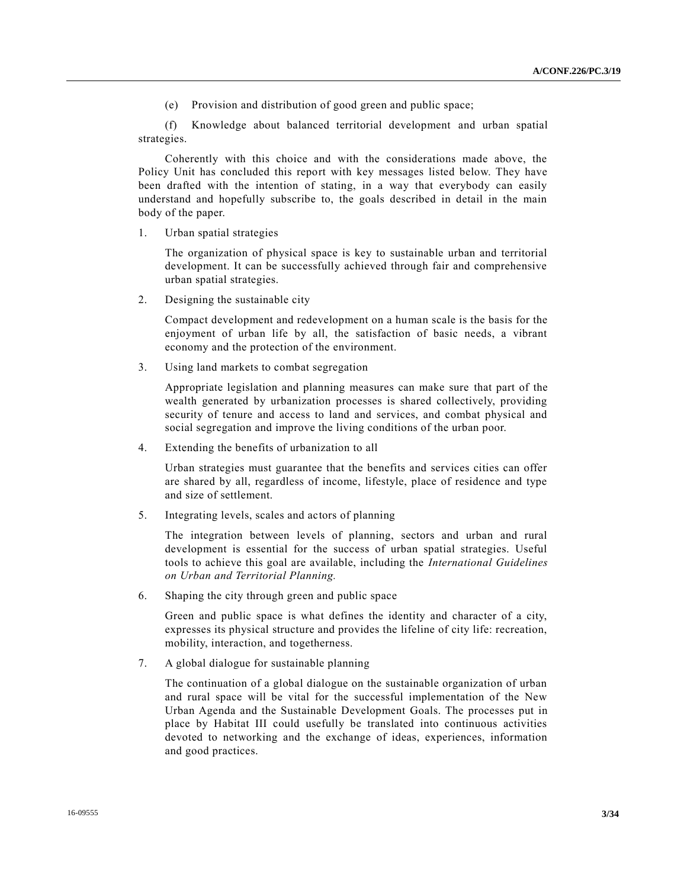(e) Provision and distribution of good green and public space;

(f) Knowledge about balanced territorial development and urban spatial strategies.

Coherently with this choice and with the considerations made above, the Policy Unit has concluded this report with key messages listed below. They have been drafted with the intention of stating, in a way that everybody can easily understand and hopefully subscribe to, the goals described in detail in the main body of the paper.

1. Urban spatial strategies

   The organization of physical space is key to sustainable urban and territorial development. It can be successfully achieved through fair and comprehensive urban spatial strategies.

2. Designing the sustainable city

   Compact development and redevelopment on a human scale is the basis for the enjoyment of urban life by all, the satisfaction of basic needs, a vibrant economy and the protection of the environment.

3. Using land markets to combat segregation

   Appropriate legislation and planning measures can make sure that part of the wealth generated by urbanization processes is shared collectively, providing security of tenure and access to land and services, and combat physical and social segregation and improve the living conditions of the urban poor.

4. Extending the benefits of urbanization to all

   Urban strategies must guarantee that the benefits and services cities can offer are shared by all, regardless of income, lifestyle, place of residence and type and size of settlement.

5. Integrating levels, scales and actors of planning

   The integration between levels of planning, sectors and urban and rural development is essential for the success of urban spatial strategies. Useful tools to achieve this goal are available, including the *International Guidelines on Urban and Territorial Planning.*

6. Shaping the city through green and public space

   Green and public space is what defines the identity and character of a city, expresses its physical structure and provides the lifeline of city life: recreation, mobility, interaction, and togetherness.

7. A global dialogue for sustainable planning

   The continuation of a global dialogue on the sustainable organization of urban and rural space will be vital for the successful implementation of the New Urban Agenda and the Sustainable Development Goals. The processes put in place by Habitat III could usefully be translated into continuous activities devoted to networking and the exchange of ideas, experiences, information and good practices.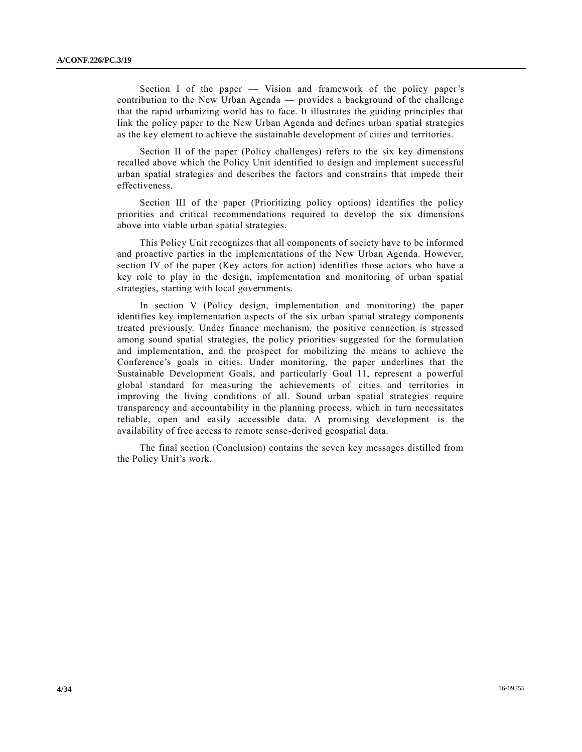Section I of the paper — Vision and framework of the policy paper's contribution to the New Urban Agenda — provides a background of the challenge that the rapid urbanizing world has to face. It illustrates the guiding principles that link the policy paper to the New Urban Agenda and defines urban spatial strategies as the key element to achieve the sustainable development of cities and territories.

Section II of the paper (Policy challenges) refers to the six key dimensions recalled above which the Policy Unit identified to design and implement successful urban spatial strategies and describes the factors and constrains that impede their effectiveness.

Section III of the paper (Prioritizing policy options) identifies the policy priorities and critical recommendations required to develop the six dimensions above into viable urban spatial strategies.

This Policy Unit recognizes that all components of society have to be informed and proactive parties in the implementations of the New Urban Agenda. However, section IV of the paper (Key actors for action) identifies those actors who have a key role to play in the design, implementation and monitoring of urban spatial strategies, starting with local governments.

In section V (Policy design, implementation and monitoring) the paper identifies key implementation aspects of the six urban spatial strategy components treated previously. Under finance mechanism, the positive connection is stressed among sound spatial strategies, the policy priorities suggested for the formulation and implementation, and the prospect for mobilizing the means to achieve the Conference's goals in cities. Under monitoring, the paper underlines that the Sustainable Development Goals, and particularly Goal 11, represent a powerful global standard for measuring the achievements of cities and territories in improving the living conditions of all. Sound urban spatial strategies require transparency and accountability in the planning process, which in turn necessitates reliable, open and easily accessible data. A promising development is the availability of free access to remote sense-derived geospatial data.

The final section (Conclusion) contains the seven key messages distilled from the Policy Unit's work.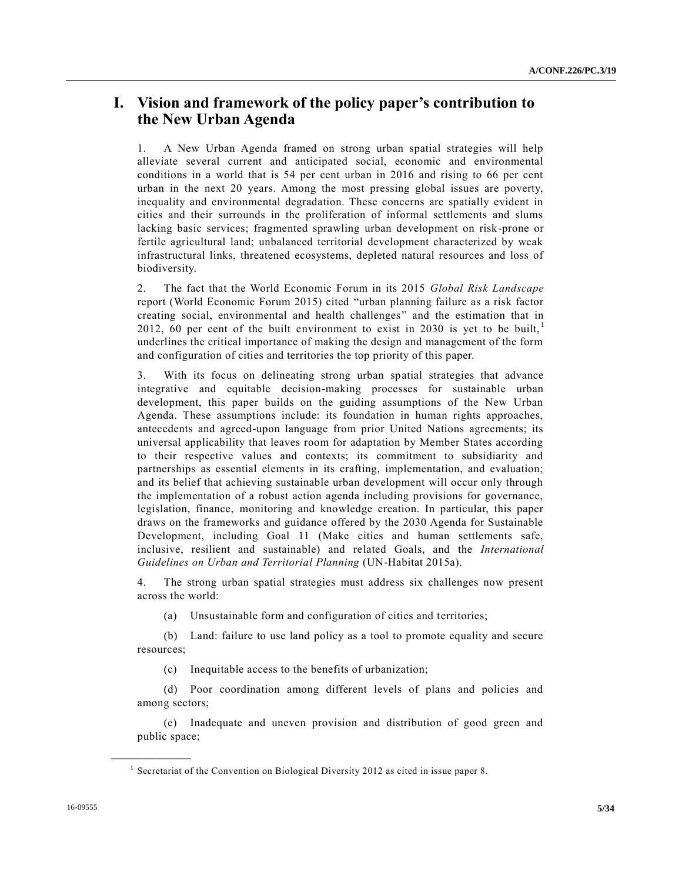# I. Vision and framework of the policy paper's contribution to the New Urban Agenda

1. A New Urban Agenda framed on strong urban spatial strategies will help alleviate several current and anticipated social, economic and environmental conditions in a world that is 54 per cent urban in 2016 and rising to 66 per cent urban in the next 20 years. Among the most pressing global issues are poverty, inequality and environmental degradation. These concerns are spatially evident in cities and their surrounds in the proliferation of informal settlements and slums lacking basic services; fragmented sprawling urban development on risk-prone or fertile agricultural land; unbalanced territorial development characterized by weak infrastructural links, threatened ecosystems, depleted natural resources and loss of biodiversity.

2. The fact that the World Economic Forum in its 2015 *Global Risk Landscape* report (World Economic Forum 2015) cited "urban planning failure as a risk factor creating social, environmental and health challenges" and the estimation that in 2012, 60 per cent of the built environment to exist in 2030 is yet to be built,[1] underlines the critical importance of making the design and management of the form and configuration of cities and territories the top priority of this paper.

3. With its focus on delineating strong urban spatial strategies that advance integrative and equitable decision-making processes for sustainable urban development, this paper builds on the guiding assumptions of the New Urban Agenda. These assumptions include: its foundation in human rights approaches, antecedents and agreed-upon language from prior United Nations agreements; its universal applicability that leaves room for adaptation by Member States according to their respective values and contexts; its commitment to subsidiarity and partnerships as essential elements in its crafting, implementation, and evaluation; and its belief that achieving sustainable urban development will occur only through the implementation of a robust action agenda including provisions for governance, legislation, finance, monitoring and knowledge creation. In particular, this paper draws on the frameworks and guidance offered by the 2030 Agenda for Sustainable Development, including Goal 11 (Make cities and human settlements safe, inclusive, resilient and sustainable) and related Goals, and the *International Guidelines on Urban and Territorial Planning* (UN-Habitat 2015a).

4. The strong urban spatial strategies must address six challenges now present across the world:

(a) Unsustainable form and configuration of cities and territories;

(b) Land: failure to use land policy as a tool to promote equality and secure resources;

(c) Inequitable access to the benefits of urbanization;

(d) Poor coordination among different levels of plans and policies and among sectors;

(e) Inadequate and uneven provision and distribution of good green and public space;

---

[1] Secretariat of the Convention on Biological Diversity 2012 as cited in issue paper 8.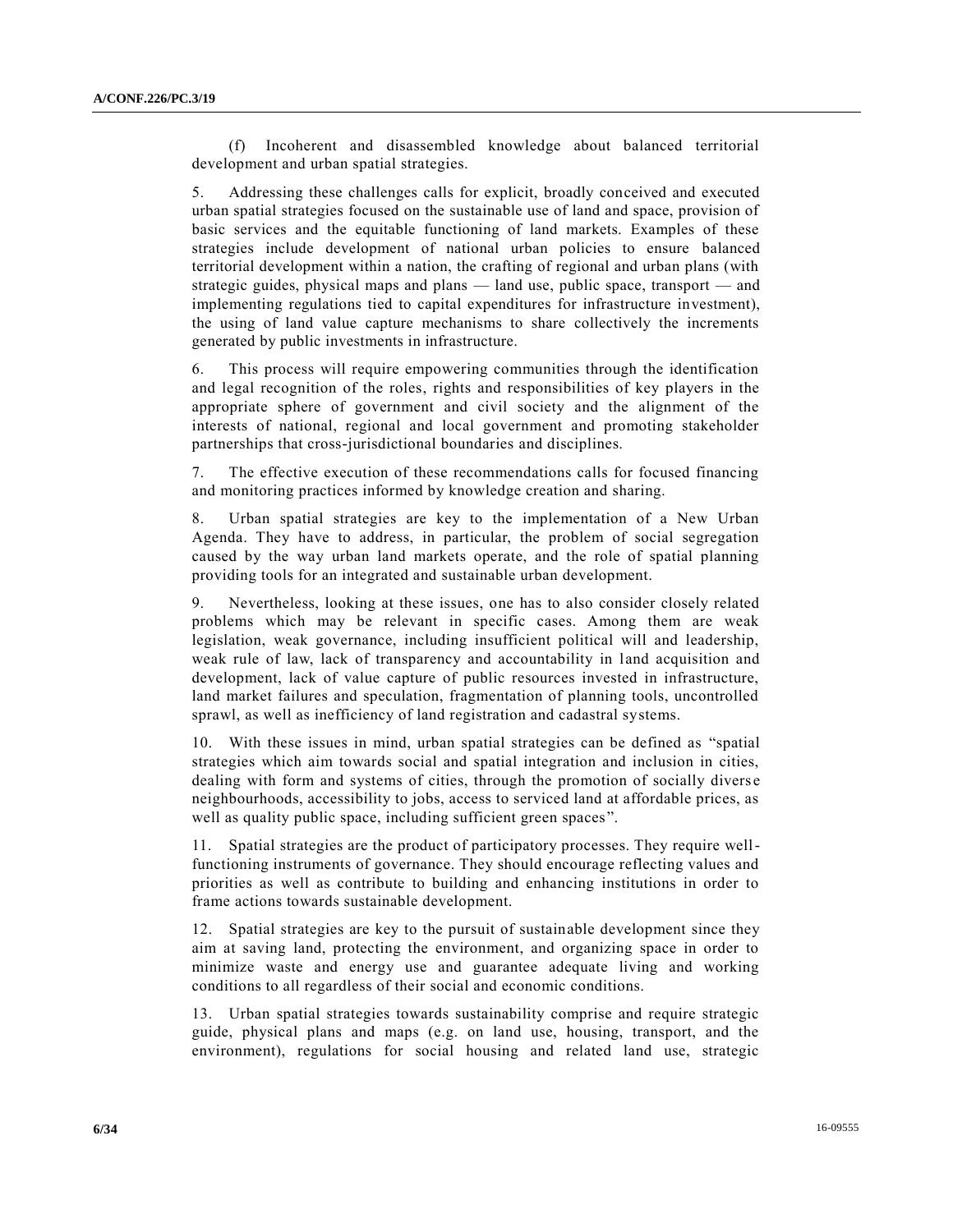(f) Incoherent and disassembled knowledge about balanced territorial development and urban spatial strategies.

5. Addressing these challenges calls for explicit, broadly conceived and executed urban spatial strategies focused on the sustainable use of land and space, provision of basic services and the equitable functioning of land markets. Examples of these strategies include development of national urban policies to ensure balanced territorial development within a nation, the crafting of regional and urban plans (with strategic guides, physical maps and plans — land use, public space, transport — and implementing regulations tied to capital expenditures for infrastructure investment), the using of land value capture mechanisms to share collectively the increments generated by public investments in infrastructure.

6. This process will require empowering communities through the identification and legal recognition of the roles, rights and responsibilities of key players in the appropriate sphere of government and civil society and the alignment of the interests of national, regional and local government and promoting stakeholder partnerships that cross-jurisdictional boundaries and disciplines.

7. The effective execution of these recommendations calls for focused financing and monitoring practices informed by knowledge creation and sharing.

8. Urban spatial strategies are key to the implementation of a New Urban Agenda. They have to address, in particular, the problem of social segregation caused by the way urban land markets operate, and the role of spatial planning providing tools for an integrated and sustainable urban development.

9. Nevertheless, looking at these issues, one has to also consider closely related problems which may be relevant in specific cases. Among them are weak legislation, weak governance, including insufficient political will and leadership, weak rule of law, lack of transparency and accountability in land acquisition and development, lack of value capture of public resources invested in infrastructure, land market failures and speculation, fragmentation of planning tools, uncontrolled sprawl, as well as inefficiency of land registration and cadastral systems.

10. With these issues in mind, urban spatial strategies can be defined as "spatial strategies which aim towards social and spatial integration and inclusion in cities, dealing with form and systems of cities, through the promotion of socially diverse neighbourhoods, accessibility to jobs, access to serviced land at affordable prices, as well as quality public space, including sufficient green spaces".

11. Spatial strategies are the product of participatory processes. They require well-functioning instruments of governance. They should encourage reflecting values and priorities as well as contribute to building and enhancing institutions in order to frame actions towards sustainable development.

12. Spatial strategies are key to the pursuit of sustainable development since they aim at saving land, protecting the environment, and organizing space in order to minimize waste and energy use and guarantee adequate living and working conditions to all regardless of their social and economic conditions.

13. Urban spatial strategies towards sustainability comprise and require strategic guide, physical plans and maps (e.g. on land use, housing, transport, and the environment), regulations for social housing and related land use, strategic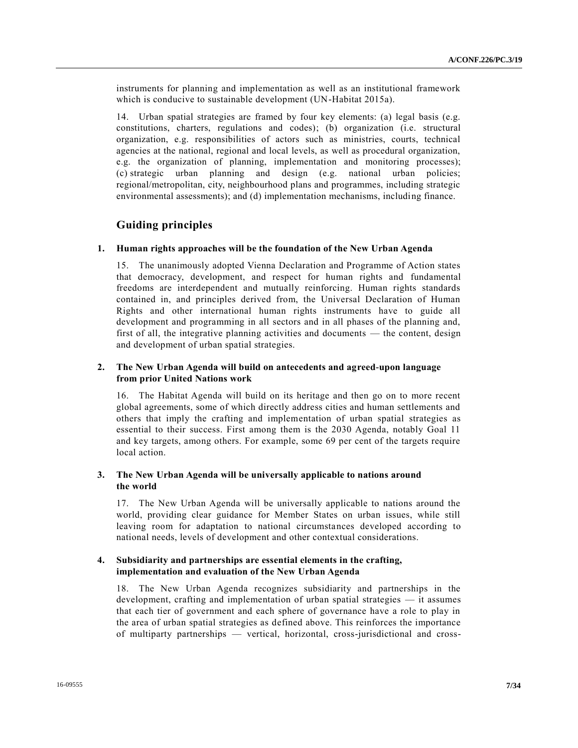instruments for planning and implementation as well as an institutional framework which is conducive to sustainable development (UN-Habitat 2015a).

14. Urban spatial strategies are framed by four key elements: (a) legal basis (e.g. constitutions, charters, regulations and codes); (b) organization (i.e. structural organization, e.g. responsibilities of actors such as ministries, courts, technical agencies at the national, regional and local levels, as well as procedural organization, e.g. the organization of planning, implementation and monitoring processes); (c) strategic urban planning and design (e.g. national urban policies; regional/metropolitan, city, neighbourhood plans and programmes, including strategic environmental assessments); and (d) implementation mechanisms, including finance.

## Guiding principles

### 1. Human rights approaches will be the foundation of the New Urban Agenda

15. The unanimously adopted Vienna Declaration and Programme of Action states that democracy, development, and respect for human rights and fundamental freedoms are interdependent and mutually reinforcing. Human rights standards contained in, and principles derived from, the Universal Declaration of Human Rights and other international human rights instruments have to guide all development and programming in all sectors and in all phases of the planning and, first of all, the integrative planning activities and documents — the content, design and development of urban spatial strategies.

### 2. The New Urban Agenda will build on antecedents and agreed-upon language from prior United Nations work

16. The Habitat Agenda will build on its heritage and then go on to more recent global agreements, some of which directly address cities and human settlements and others that imply the crafting and implementation of urban spatial strategies as essential to their success. First among them is the 2030 Agenda, notably Goal 11 and key targets, among others. For example, some 69 per cent of the targets require local action.

### 3. The New Urban Agenda will be universally applicable to nations around the world

17. The New Urban Agenda will be universally applicable to nations around the world, providing clear guidance for Member States on urban issues, while still leaving room for adaptation to national circumstances developed according to national needs, levels of development and other contextual considerations.

### 4. Subsidiarity and partnerships are essential elements in the crafting, implementation and evaluation of the New Urban Agenda

18. The New Urban Agenda recognizes subsidiarity and partnerships in the development, crafting and implementation of urban spatial strategies — it assumes that each tier of government and each sphere of governance have a role to play in the area of urban spatial strategies as defined above. This reinforces the importance of multiparty partnerships — vertical, horizontal, cross-jurisdictional and cross-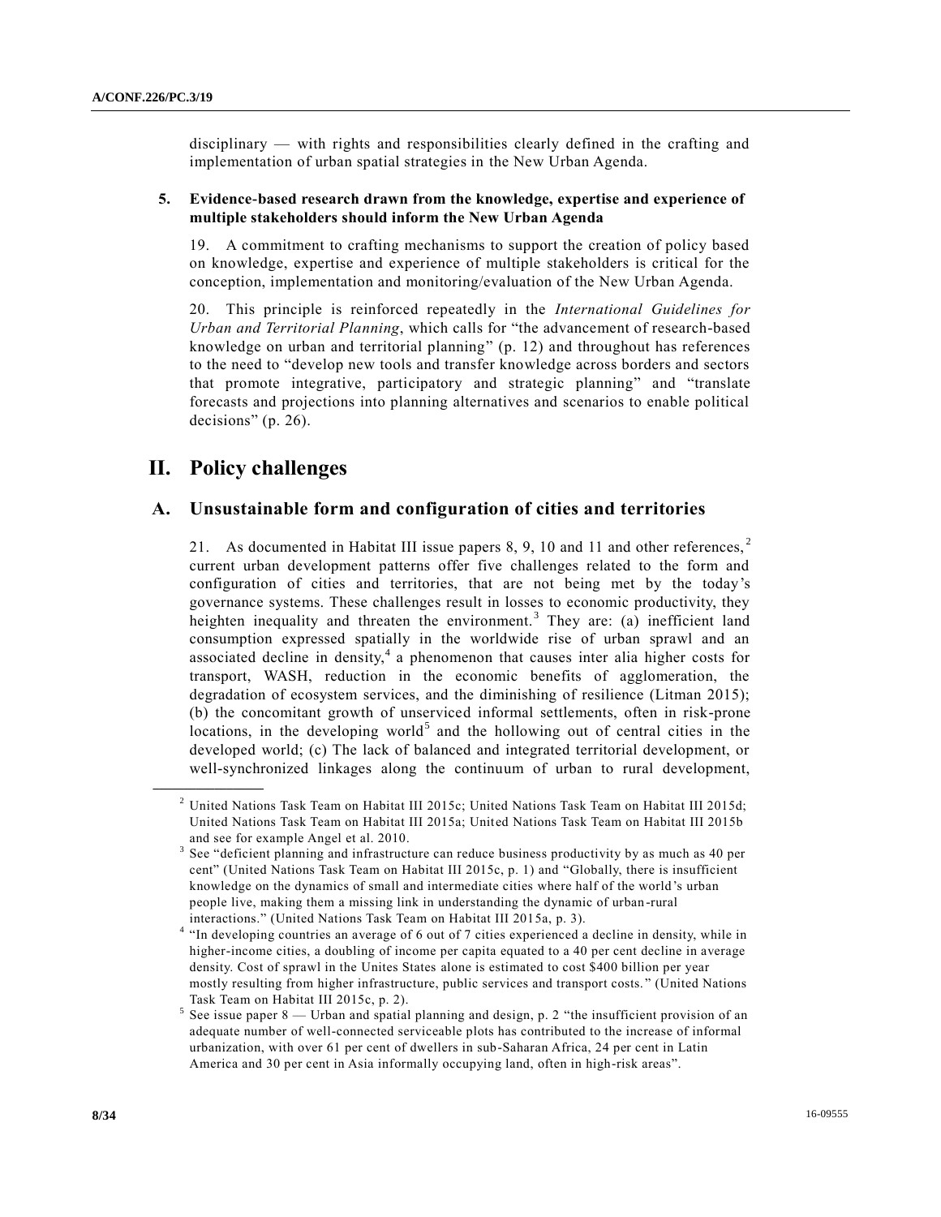disciplinary — with rights and responsibilities clearly defined in the crafting and implementation of urban spatial strategies in the New Urban Agenda.

### 5. Evidence-based research drawn from the knowledge, expertise and experience of multiple stakeholders should inform the New Urban Agenda

19. A commitment to crafting mechanisms to support the creation of policy based on knowledge, expertise and experience of multiple stakeholders is critical for the conception, implementation and monitoring/evaluation of the New Urban Agenda.

20. This principle is reinforced repeatedly in the *International Guidelines for Urban and Territorial Planning*, which calls for "the advancement of research-based knowledge on urban and territorial planning" (p. 12) and throughout has references to the need to "develop new tools and transfer knowledge across borders and sectors that promote integrative, participatory and strategic planning" and "translate forecasts and projections into planning alternatives and scenarios to enable political decisions" (p. 26).

# II. Policy challenges

## A. Unsustainable form and configuration of cities and territories

21. As documented in Habitat III issue papers 8, 9, 10 and 11 and other references,[2] current urban development patterns offer five challenges related to the form and configuration of cities and territories, that are not being met by the today's governance systems. These challenges result in losses to economic productivity, they heighten inequality and threaten the environment.[3] They are: (a) inefficient land consumption expressed spatially in the worldwide rise of urban sprawl and an associated decline in density,[4] a phenomenon that causes inter alia higher costs for transport, WASH, reduction in the economic benefits of agglomeration, the degradation of ecosystem services, and the diminishing of resilience (Litman 2015); (b) the concomitant growth of unserviced informal settlements, often in risk-prone locations, in the developing world[5] and the hollowing out of central cities in the developed world; (c) The lack of balanced and integrated territorial development, or well-synchronized linkages along the continuum of urban to rural development,

---

[2] United Nations Task Team on Habitat III 2015c; United Nations Task Team on Habitat III 2015d; United Nations Task Team on Habitat III 2015a; United Nations Task Team on Habitat III 2015b and see for example Angel et al. 2010.

[3] See "deficient planning and infrastructure can reduce business productivity by as much as 40 per cent" (United Nations Task Team on Habitat III 2015c, p. 1) and "Globally, there is insufficient knowledge on the dynamics of small and intermediate cities where half of the world's urban people live, making them a missing link in understanding the dynamic of urban-rural interactions." (United Nations Task Team on Habitat III 2015a, p. 3).

[4] "In developing countries an average of 6 out of 7 cities experienced a decline in density, while in higher-income cities, a doubling of income per capita equated to a 40 per cent decline in average density. Cost of sprawl in the Unites States alone is estimated to cost $400 billion per year mostly resulting from higher infrastructure, public services and transport costs." (United Nations Task Team on Habitat III 2015c, p. 2).

[5] See issue paper 8 — Urban and spatial planning and design, p. 2 "the insufficient provision of an adequate number of well-connected serviceable plots has contributed to the increase of informal urbanization, with over 61 per cent of dwellers in sub-Saharan Africa, 24 per cent in Latin America and 30 per cent in Asia informally occupying land, often in high-risk areas".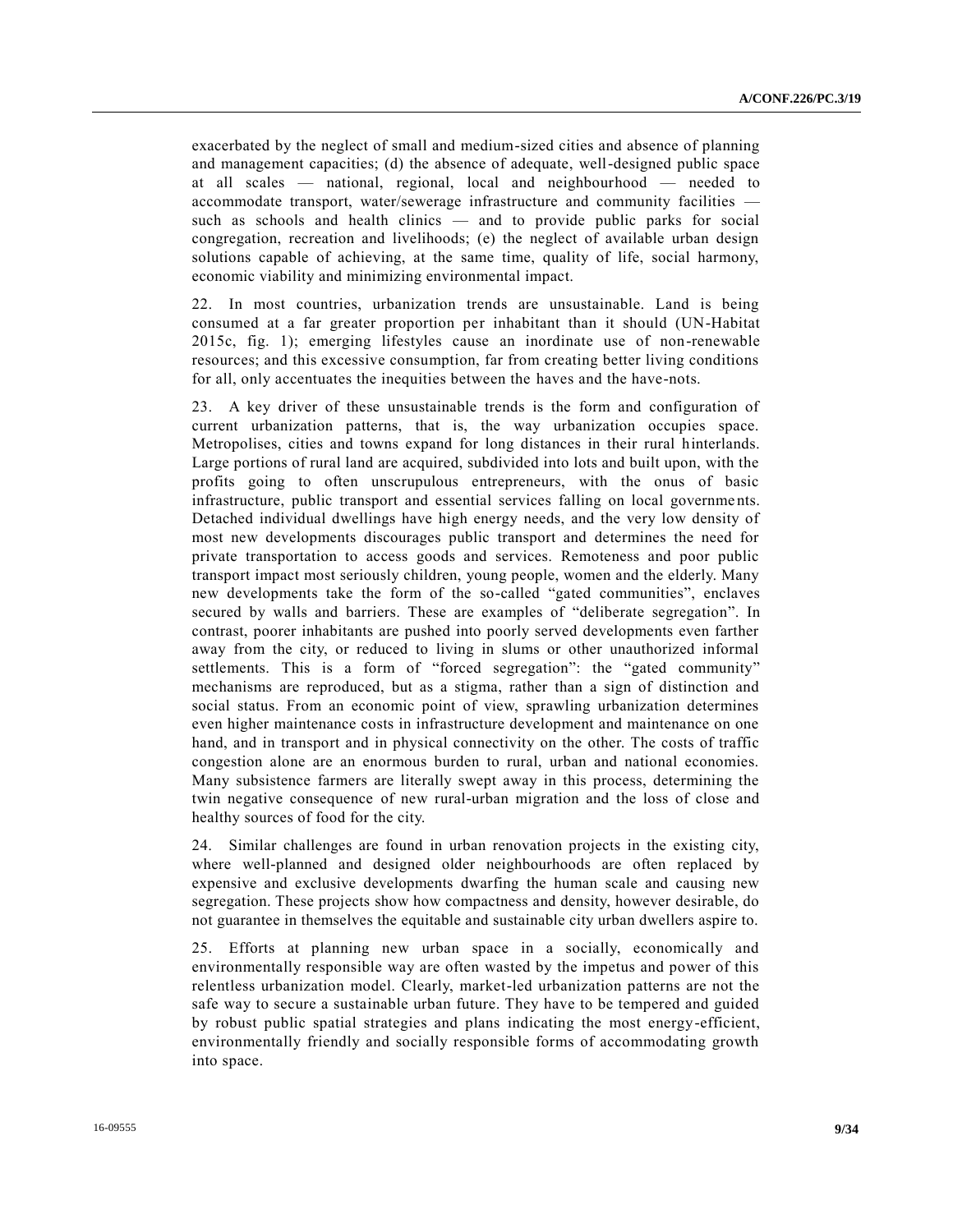exacerbated by the neglect of small and medium-sized cities and absence of planning and management capacities; (d) the absence of adequate, well-designed public space at all scales — national, regional, local and neighbourhood — needed to accommodate transport, water/sewerage infrastructure and community facilities — such as schools and health clinics — and to provide public parks for social congregation, recreation and livelihoods; (e) the neglect of available urban design solutions capable of achieving, at the same time, quality of life, social harmony, economic viability and minimizing environmental impact.

22. In most countries, urbanization trends are unsustainable. Land is being consumed at a far greater proportion per inhabitant than it should (UN-Habitat 2015c, fig. 1); emerging lifestyles cause an inordinate use of non-renewable resources; and this excessive consumption, far from creating better living conditions for all, only accentuates the inequities between the haves and the have-nots.

23. A key driver of these unsustainable trends is the form and configuration of current urbanization patterns, that is, the way urbanization occupies space. Metropolises, cities and towns expand for long distances in their rural hinterlands. Large portions of rural land are acquired, subdivided into lots and built upon, with the profits going to often unscrupulous entrepreneurs, with the onus of basic infrastructure, public transport and essential services falling on local governments. Detached individual dwellings have high energy needs, and the very low density of most new developments discourages public transport and determines the need for private transportation to access goods and services. Remoteness and poor public transport impact most seriously children, young people, women and the elderly. Many new developments take the form of the so-called "gated communities", enclaves secured by walls and barriers. These are examples of "deliberate segregation". In contrast, poorer inhabitants are pushed into poorly served developments even farther away from the city, or reduced to living in slums or other unauthorized informal settlements. This is a form of "forced segregation": the "gated community" mechanisms are reproduced, but as a stigma, rather than a sign of distinction and social status. From an economic point of view, sprawling urbanization determines even higher maintenance costs in infrastructure development and maintenance on one hand, and in transport and in physical connectivity on the other. The costs of traffic congestion alone are an enormous burden to rural, urban and national economies. Many subsistence farmers are literally swept away in this process, determining the twin negative consequence of new rural-urban migration and the loss of close and healthy sources of food for the city.

24. Similar challenges are found in urban renovation projects in the existing city, where well-planned and designed older neighbourhoods are often replaced by expensive and exclusive developments dwarfing the human scale and causing new segregation. These projects show how compactness and density, however desirable, do not guarantee in themselves the equitable and sustainable city urban dwellers aspire to.

25. Efforts at planning new urban space in a socially, economically and environmentally responsible way are often wasted by the impetus and power of this relentless urbanization model. Clearly, market-led urbanization patterns are not the safe way to secure a sustainable urban future. They have to be tempered and guided by robust public spatial strategies and plans indicating the most energy-efficient, environmentally friendly and socially responsible forms of accommodating growth into space.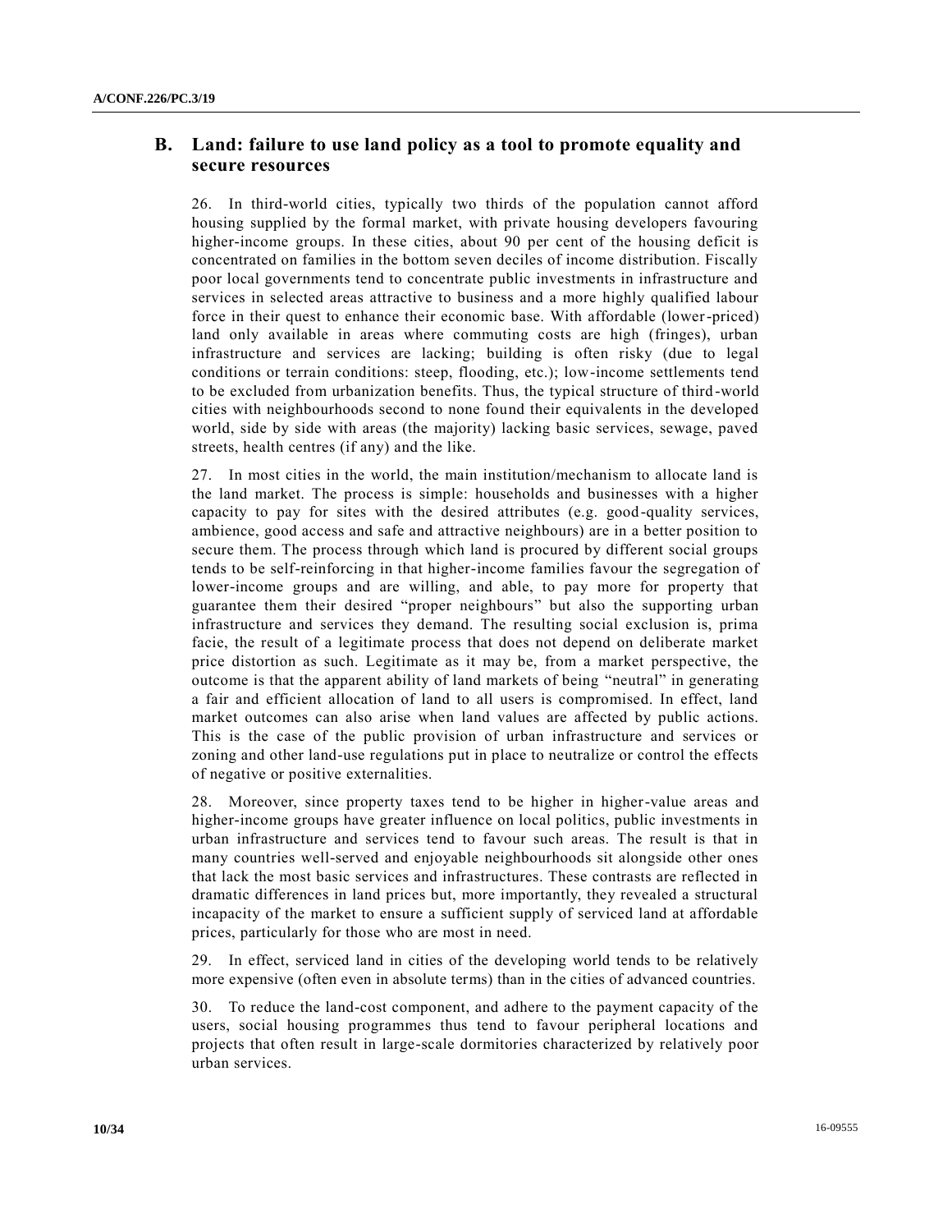## B. Land: failure to use land policy as a tool to promote equality and secure resources

26. In third-world cities, typically two thirds of the population cannot afford housing supplied by the formal market, with private housing developers favouring higher-income groups. In these cities, about 90 per cent of the housing deficit is concentrated on families in the bottom seven deciles of income distribution. Fiscally poor local governments tend to concentrate public investments in infrastructure and services in selected areas attractive to business and a more highly qualified labour force in their quest to enhance their economic base. With affordable (lower-priced) land only available in areas where commuting costs are high (fringes), urban infrastructure and services are lacking; building is often risky (due to legal conditions or terrain conditions: steep, flooding, etc.); low-income settlements tend to be excluded from urbanization benefits. Thus, the typical structure of third-world cities with neighbourhoods second to none found their equivalents in the developed world, side by side with areas (the majority) lacking basic services, sewage, paved streets, health centres (if any) and the like.

27. In most cities in the world, the main institution/mechanism to allocate land is the land market. The process is simple: households and businesses with a higher capacity to pay for sites with the desired attributes (e.g. good-quality services, ambience, good access and safe and attractive neighbours) are in a better position to secure them. The process through which land is procured by different social groups tends to be self-reinforcing in that higher-income families favour the segregation of lower-income groups and are willing, and able, to pay more for property that guarantee them their desired "proper neighbours" but also the supporting urban infrastructure and services they demand. The resulting social exclusion is, prima facie, the result of a legitimate process that does not depend on deliberate market price distortion as such. Legitimate as it may be, from a market perspective, the outcome is that the apparent ability of land markets of being "neutral" in generating a fair and efficient allocation of land to all users is compromised. In effect, land market outcomes can also arise when land values are affected by public actions. This is the case of the public provision of urban infrastructure and services or zoning and other land-use regulations put in place to neutralize or control the effects of negative or positive externalities.

28. Moreover, since property taxes tend to be higher in higher-value areas and higher-income groups have greater influence on local politics, public investments in urban infrastructure and services tend to favour such areas. The result is that in many countries well-served and enjoyable neighbourhoods sit alongside other ones that lack the most basic services and infrastructures. These contrasts are reflected in dramatic differences in land prices but, more importantly, they revealed a structural incapacity of the market to ensure a sufficient supply of serviced land at affordable prices, particularly for those who are most in need.

29. In effect, serviced land in cities of the developing world tends to be relatively more expensive (often even in absolute terms) than in the cities of advanced countries.

30. To reduce the land-cost component, and adhere to the payment capacity of the users, social housing programmes thus tend to favour peripheral locations and projects that often result in large-scale dormitories characterized by relatively poor urban services.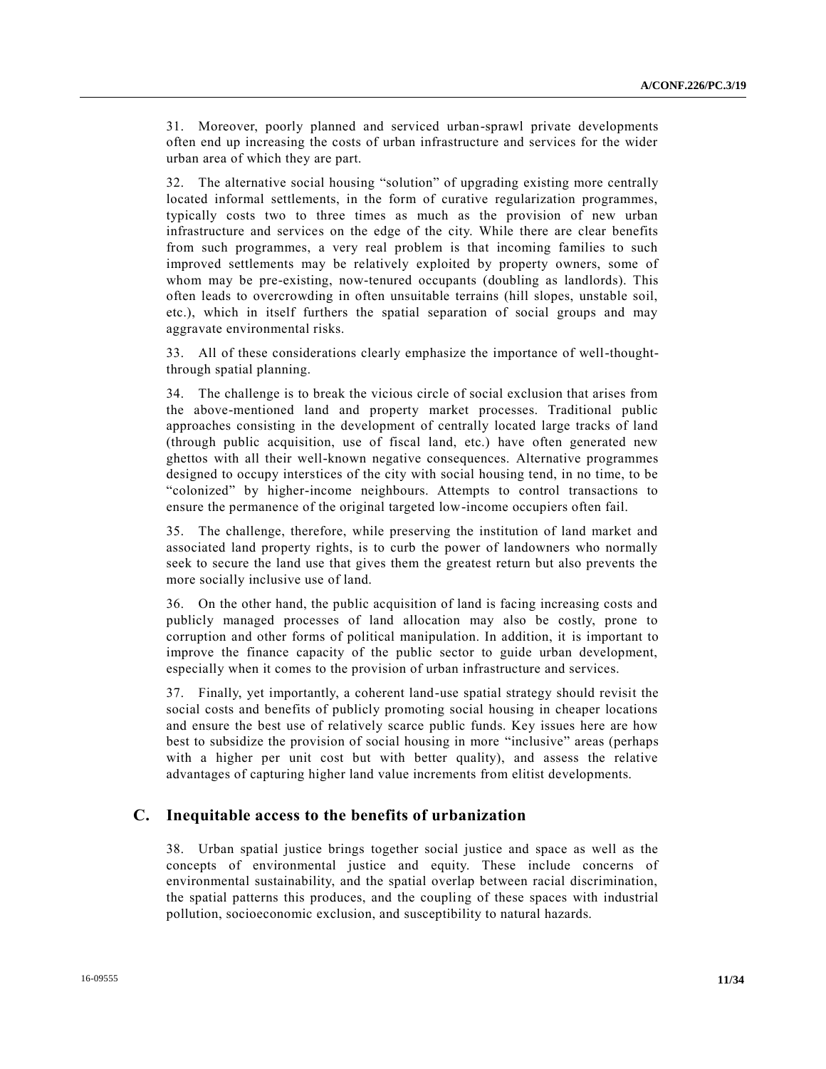31. Moreover, poorly planned and serviced urban-sprawl private developments often end up increasing the costs of urban infrastructure and services for the wider urban area of which they are part.

32. The alternative social housing "solution" of upgrading existing more centrally located informal settlements, in the form of curative regularization programmes, typically costs two to three times as much as the provision of new urban infrastructure and services on the edge of the city. While there are clear benefits from such programmes, a very real problem is that incoming families to such improved settlements may be relatively exploited by property owners, some of whom may be pre-existing, now-tenured occupants (doubling as landlords). This often leads to overcrowding in often unsuitable terrains (hill slopes, unstable soil, etc.), which in itself furthers the spatial separation of social groups and may aggravate environmental risks.

33. All of these considerations clearly emphasize the importance of well-thought-through spatial planning.

34. The challenge is to break the vicious circle of social exclusion that arises from the above-mentioned land and property market processes. Traditional public approaches consisting in the development of centrally located large tracks of land (through public acquisition, use of fiscal land, etc.) have often generated new ghettos with all their well-known negative consequences. Alternative programmes designed to occupy interstices of the city with social housing tend, in no time, to be "colonized" by higher-income neighbours. Attempts to control transactions to ensure the permanence of the original targeted low-income occupiers often fail.

35. The challenge, therefore, while preserving the institution of land market and associated land property rights, is to curb the power of landowners who normally seek to secure the land use that gives them the greatest return but also prevents the more socially inclusive use of land.

36. On the other hand, the public acquisition of land is facing increasing costs and publicly managed processes of land allocation may also be costly, prone to corruption and other forms of political manipulation. In addition, it is important to improve the finance capacity of the public sector to guide urban development, especially when it comes to the provision of urban infrastructure and services.

37. Finally, yet importantly, a coherent land-use spatial strategy should revisit the social costs and benefits of publicly promoting social housing in cheaper locations and ensure the best use of relatively scarce public funds. Key issues here are how best to subsidize the provision of social housing in more "inclusive" areas (perhaps with a higher per unit cost but with better quality), and assess the relative advantages of capturing higher land value increments from elitist developments.

## C. Inequitable access to the benefits of urbanization

38. Urban spatial justice brings together social justice and space as well as the concepts of environmental justice and equity. These include concerns of environmental sustainability, and the spatial overlap between racial discrimination, the spatial patterns this produces, and the coupling of these spaces with industrial pollution, socioeconomic exclusion, and susceptibility to natural hazards.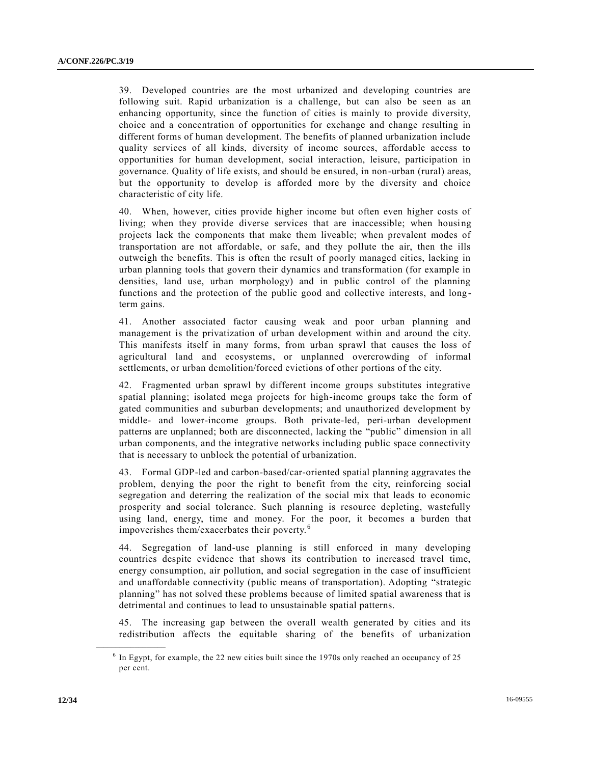39. Developed countries are the most urbanized and developing countries are following suit. Rapid urbanization is a challenge, but can also be seen as an enhancing opportunity, since the function of cities is mainly to provide diversity, choice and a concentration of opportunities for exchange and change resulting in different forms of human development. The benefits of planned urbanization include quality services of all kinds, diversity of income sources, affordable access to opportunities for human development, social interaction, leisure, participation in governance. Quality of life exists, and should be ensured, in non-urban (rural) areas, but the opportunity to develop is afforded more by the diversity and choice characteristic of city life.

40. When, however, cities provide higher income but often even higher costs of living; when they provide diverse services that are inaccessible; when housing projects lack the components that make them liveable; when prevalent modes of transportation are not affordable, or safe, and they pollute the air, then the ills outweigh the benefits. This is often the result of poorly managed cities, lacking in urban planning tools that govern their dynamics and transformation (for example in densities, land use, urban morphology) and in public control of the planning functions and the protection of the public good and collective interests, and long-term gains.

41. Another associated factor causing weak and poor urban planning and management is the privatization of urban development within and around the city. This manifests itself in many forms, from urban sprawl that causes the loss of agricultural land and ecosystems, or unplanned overcrowding of informal settlements, or urban demolition/forced evictions of other portions of the city.

42. Fragmented urban sprawl by different income groups substitutes integrative spatial planning; isolated mega projects for high-income groups take the form of gated communities and suburban developments; and unauthorized development by middle- and lower-income groups. Both private-led, peri-urban development patterns are unplanned; both are disconnected, lacking the "public" dimension in all urban components, and the integrative networks including public space connectivity that is necessary to unblock the potential of urbanization.

43. Formal GDP-led and carbon-based/car-oriented spatial planning aggravates the problem, denying the poor the right to benefit from the city, reinforcing social segregation and deterring the realization of the social mix that leads to economic prosperity and social tolerance. Such planning is resource depleting, wastefully using land, energy, time and money. For the poor, it becomes a burden that impoverishes them/exacerbates their poverty.[6]

44. Segregation of land-use planning is still enforced in many developing countries despite evidence that shows its contribution to increased travel time, energy consumption, air pollution, and social segregation in the case of insufficient and unaffordable connectivity (public means of transportation). Adopting "strategic planning" has not solved these problems because of limited spatial awareness that is detrimental and continues to lead to unsustainable spatial patterns.

45. The increasing gap between the overall wealth generated by cities and its redistribution affects the equitable sharing of the benefits of urbanization

[6] In Egypt, for example, the 22 new cities built since the 1970s only reached an occupancy of 25 per cent.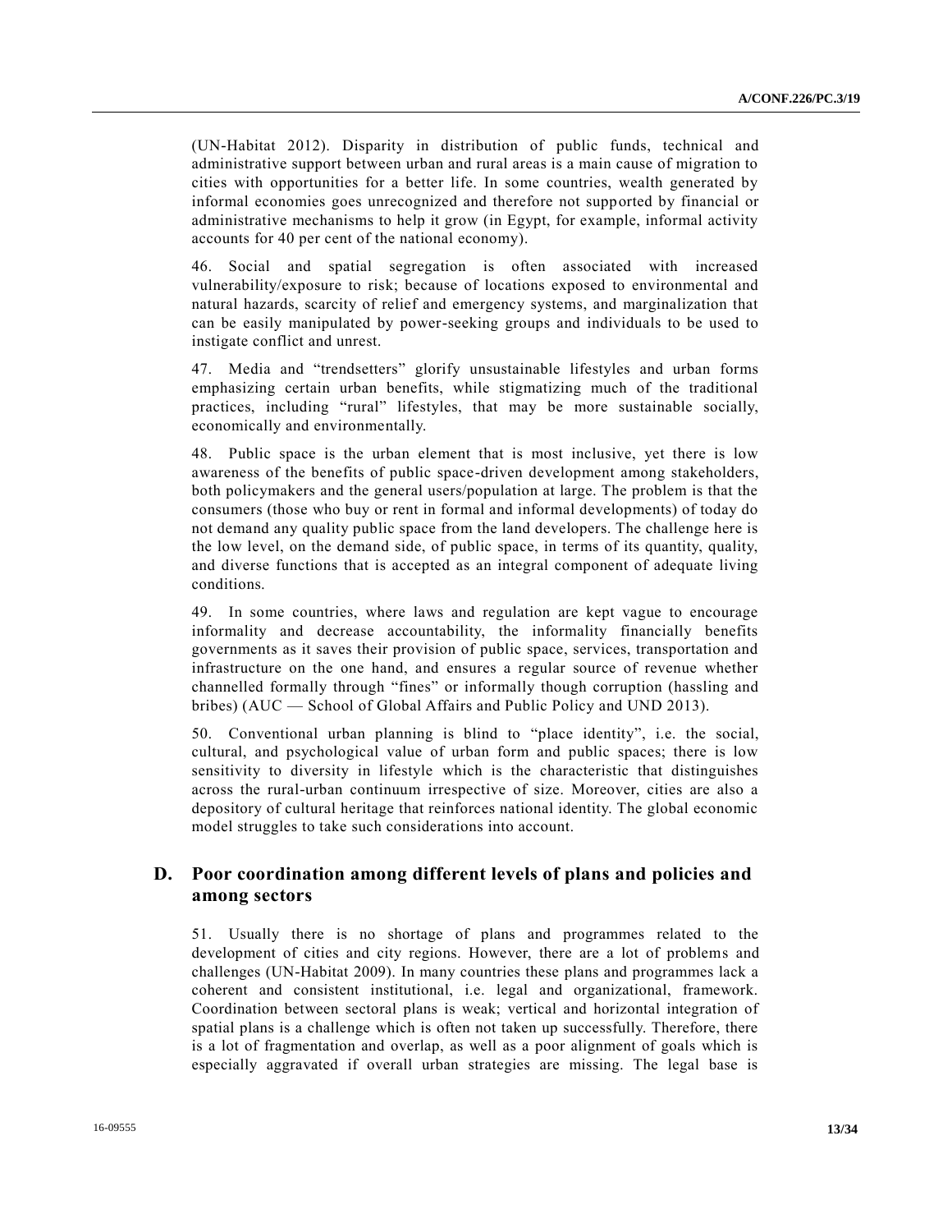(UN-Habitat 2012). Disparity in distribution of public funds, technical and administrative support between urban and rural areas is a main cause of migration to cities with opportunities for a better life. In some countries, wealth generated by informal economies goes unrecognized and therefore not supported by financial or administrative mechanisms to help it grow (in Egypt, for example, informal activity accounts for 40 per cent of the national economy).

46. Social and spatial segregation is often associated with increased vulnerability/exposure to risk; because of locations exposed to environmental and natural hazards, scarcity of relief and emergency systems, and marginalization that can be easily manipulated by power-seeking groups and individuals to be used to instigate conflict and unrest.

47. Media and "trendsetters" glorify unsustainable lifestyles and urban forms emphasizing certain urban benefits, while stigmatizing much of the traditional practices, including "rural" lifestyles, that may be more sustainable socially, economically and environmentally.

48. Public space is the urban element that is most inclusive, yet there is low awareness of the benefits of public space-driven development among stakeholders, both policymakers and the general users/population at large. The problem is that the consumers (those who buy or rent in formal and informal developments) of today do not demand any quality public space from the land developers. The challenge here is the low level, on the demand side, of public space, in terms of its quantity, quality, and diverse functions that is accepted as an integral component of adequate living conditions.

49. In some countries, where laws and regulation are kept vague to encourage informality and decrease accountability, the informality financially benefits governments as it saves their provision of public space, services, transportation and infrastructure on the one hand, and ensures a regular source of revenue whether channelled formally through "fines" or informally though corruption (hassling and bribes) (AUC — School of Global Affairs and Public Policy and UND 2013).

50. Conventional urban planning is blind to "place identity", i.e. the social, cultural, and psychological value of urban form and public spaces; there is low sensitivity to diversity in lifestyle which is the characteristic that distinguishes across the rural-urban continuum irrespective of size. Moreover, cities are also a depository of cultural heritage that reinforces national identity. The global economic model struggles to take such considerations into account.

## D. Poor coordination among different levels of plans and policies and among sectors

51. Usually there is no shortage of plans and programmes related to the development of cities and city regions. However, there are a lot of problems and challenges (UN-Habitat 2009). In many countries these plans and programmes lack a coherent and consistent institutional, i.e. legal and organizational, framework. Coordination between sectoral plans is weak; vertical and horizontal integration of spatial plans is a challenge which is often not taken up successfully. Therefore, there is a lot of fragmentation and overlap, as well as a poor alignment of goals which is especially aggravated if overall urban strategies are missing. The legal base is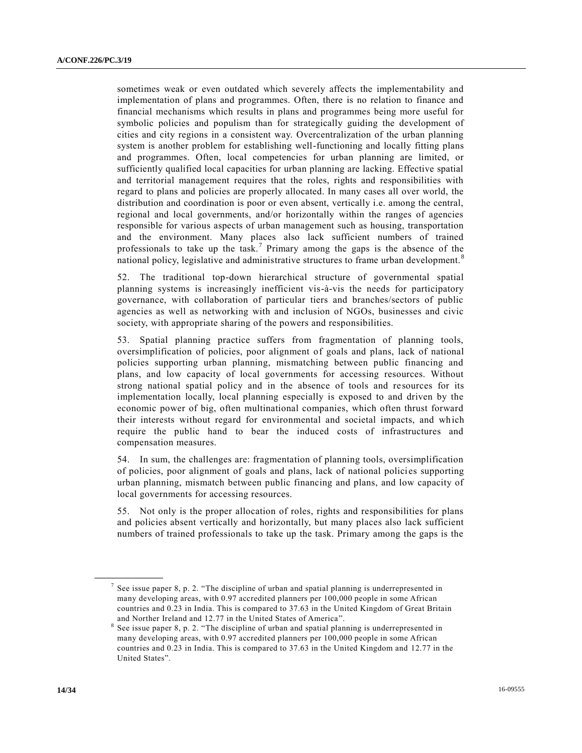sometimes weak or even outdated which severely affects the implementability and implementation of plans and programmes. Often, there is no relation to finance and financial mechanisms which results in plans and programmes being more useful for symbolic policies and populism than for strategically guiding the development of cities and city regions in a consistent way. Overcentralization of the urban planning system is another problem for establishing well-functioning and locally fitting plans and programmes. Often, local competencies for urban planning are limited, or sufficiently qualified local capacities for urban planning are lacking. Effective spatial and territorial management requires that the roles, rights and responsibilities with regard to plans and policies are properly allocated. In many cases all over world, the distribution and coordination is poor or even absent, vertically i.e. among the central, regional and local governments, and/or horizontally within the ranges of agencies responsible for various aspects of urban management such as housing, transportation and the environment. Many places also lack sufficient numbers of trained professionals to take up the task.[7] Primary among the gaps is the absence of the national policy, legislative and administrative structures to frame urban development.[8]

52. The traditional top-down hierarchical structure of governmental spatial planning systems is increasingly inefficient vis-à-vis the needs for participatory governance, with collaboration of particular tiers and branches/sectors of public agencies as well as networking with and inclusion of NGOs, businesses and civic society, with appropriate sharing of the powers and responsibilities.

53. Spatial planning practice suffers from fragmentation of planning tools, oversimplification of policies, poor alignment of goals and plans, lack of national policies supporting urban planning, mismatching between public financing and plans, and low capacity of local governments for accessing resources. Without strong national spatial policy and in the absence of tools and resources for its implementation locally, local planning especially is exposed to and driven by the economic power of big, often multinational companies, which often thrust forward their interests without regard for environmental and societal impacts, and which require the public hand to bear the induced costs of infrastructures and compensation measures.

54. In sum, the challenges are: fragmentation of planning tools, oversimplification of policies, poor alignment of goals and plans, lack of national policies supporting urban planning, mismatch between public financing and plans, and low capacity of local governments for accessing resources.

55. Not only is the proper allocation of roles, rights and responsibilities for plans and policies absent vertically and horizontally, but many places also lack sufficient numbers of trained professionals to take up the task. Primary among the gaps is the

---

[7] See issue paper 8, p. 2. “The discipline of urban and spatial planning is underrepresented in many developing areas, with 0.97 accredited planners per 100,000 people in some African countries and 0.23 in India. This is compared to 37.63 in the United Kingdom of Great Britain and Norther Ireland and 12.77 in the United States of America”.

[8] See issue paper 8, p. 2. “The discipline of urban and spatial planning is underrepresented in many developing areas, with 0.97 accredited planners per 100,000 people in some African countries and 0.23 in India. This is compared to 37.63 in the United Kingdom and 12.77 in the United States”.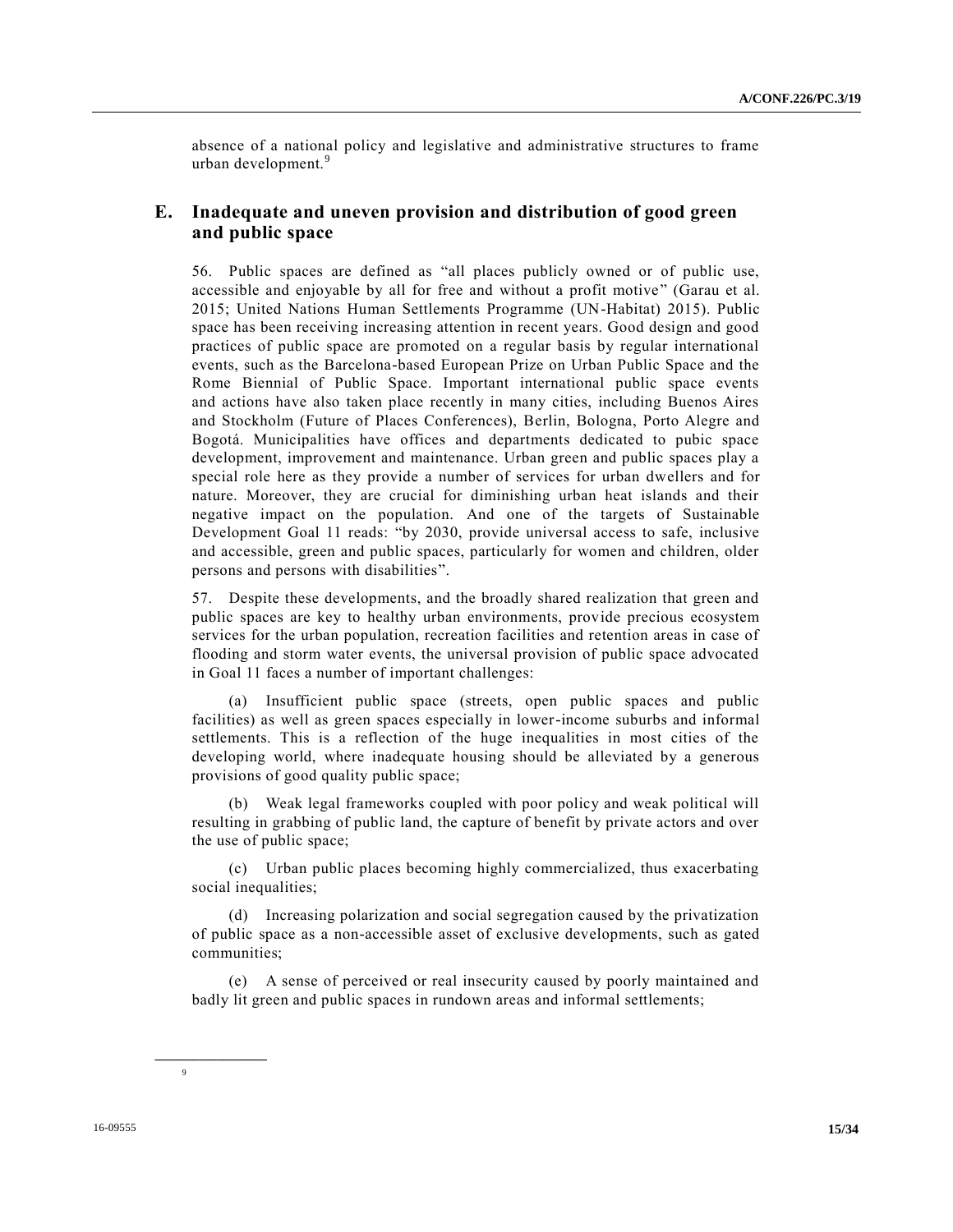absence of a national policy and legislative and administrative structures to frame urban development.[9]

## E. Inadequate and uneven provision and distribution of good green and public space

56. Public spaces are defined as "all places publicly owned or of public use, accessible and enjoyable by all for free and without a profit motive" (Garau et al. 2015; United Nations Human Settlements Programme (UN-Habitat) 2015). Public space has been receiving increasing attention in recent years. Good design and good practices of public space are promoted on a regular basis by regular international events, such as the Barcelona-based European Prize on Urban Public Space and the Rome Biennial of Public Space. Important international public space events and actions have also taken place recently in many cities, including Buenos Aires and Stockholm (Future of Places Conferences), Berlin, Bologna, Porto Alegre and Bogotá. Municipalities have offices and departments dedicated to pubic space development, improvement and maintenance. Urban green and public spaces play a special role here as they provide a number of services for urban dwellers and for nature. Moreover, they are crucial for diminishing urban heat islands and their negative impact on the population. And one of the targets of Sustainable Development Goal 11 reads: "by 2030, provide universal access to safe, inclusive and accessible, green and public spaces, particularly for women and children, older persons and persons with disabilities".

57. Despite these developments, and the broadly shared realization that green and public spaces are key to healthy urban environments, provide precious ecosystem services for the urban population, recreation facilities and retention areas in case of flooding and storm water events, the universal provision of public space advocated in Goal 11 faces a number of important challenges:

(a) Insufficient public space (streets, open public spaces and public facilities) as well as green spaces especially in lower-income suburbs and informal settlements. This is a reflection of the huge inequalities in most cities of the developing world, where inadequate housing should be alleviated by a generous provisions of good quality public space;

(b) Weak legal frameworks coupled with poor policy and weak political will resulting in grabbing of public land, the capture of benefit by private actors and over the use of public space;

(c) Urban public places becoming highly commercialized, thus exacerbating social inequalities;

(d) Increasing polarization and social segregation caused by the privatization of public space as a non-accessible asset of exclusive developments, such as gated communities;

(e) A sense of perceived or real insecurity caused by poorly maintained and badly lit green and public spaces in rundown areas and informal settlements;

---

[9]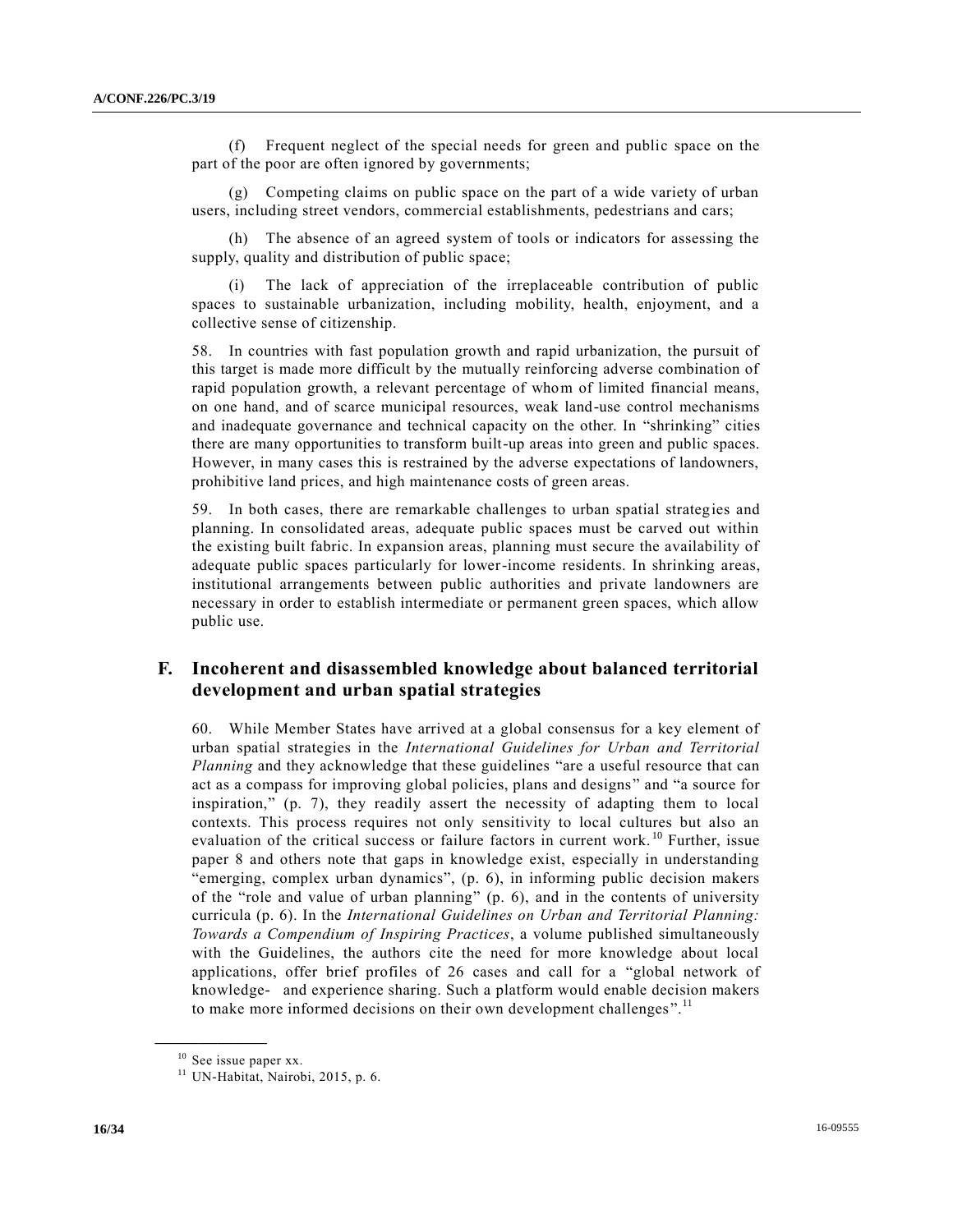(f) Frequent neglect of the special needs for green and public space on the part of the poor are often ignored by governments;

(g) Competing claims on public space on the part of a wide variety of urban users, including street vendors, commercial establishments, pedestrians and cars;

(h) The absence of an agreed system of tools or indicators for assessing the supply, quality and distribution of public space;

(i) The lack of appreciation of the irreplaceable contribution of public spaces to sustainable urbanization, including mobility, health, enjoyment, and a collective sense of citizenship.

58. In countries with fast population growth and rapid urbanization, the pursuit of this target is made more difficult by the mutually reinforcing adverse combination of rapid population growth, a relevant percentage of whom of limited financial means, on one hand, and of scarce municipal resources, weak land-use control mechanisms and inadequate governance and technical capacity on the other. In "shrinking" cities there are many opportunities to transform built-up areas into green and public spaces. However, in many cases this is restrained by the adverse expectations of landowners, prohibitive land prices, and high maintenance costs of green areas.

59. In both cases, there are remarkable challenges to urban spatial strategies and planning. In consolidated areas, adequate public spaces must be carved out within the existing built fabric. In expansion areas, planning must secure the availability of adequate public spaces particularly for lower-income residents. In shrinking areas, institutional arrangements between public authorities and private landowners are necessary in order to establish intermediate or permanent green spaces, which allow public use.

## F. Incoherent and disassembled knowledge about balanced territorial development and urban spatial strategies

60. While Member States have arrived at a global consensus for a key element of urban spatial strategies in the *International Guidelines for Urban and Territorial Planning* and they acknowledge that these guidelines "are a useful resource that can act as a compass for improving global policies, plans and designs" and "a source for inspiration," (p. 7), they readily assert the necessity of adapting them to local contexts. This process requires not only sensitivity to local cultures but also an evaluation of the critical success or failure factors in current work.[10] Further, issue paper 8 and others note that gaps in knowledge exist, especially in understanding "emerging, complex urban dynamics", (p. 6), in informing public decision makers of the "role and value of urban planning" (p. 6), and in the contents of university curricula (p. 6). In the *International Guidelines on Urban and Territorial Planning: Towards a Compendium of Inspiring Practices*, a volume published simultaneously with the Guidelines, the authors cite the need for more knowledge about local applications, offer brief profiles of 26 cases and call for a "global network of knowledge- and experience sharing. Such a platform would enable decision makers to make more informed decisions on their own development challenges".[11]

---

[10] See issue paper xx.

[11] UN-Habitat, Nairobi, 2015, p. 6.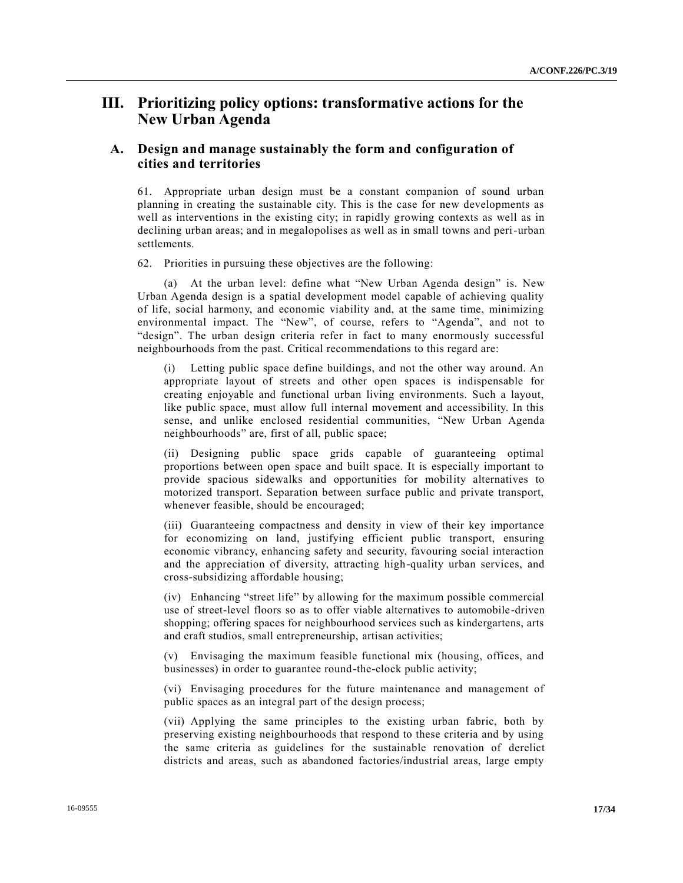# III. Prioritizing policy options: transformative actions for the New Urban Agenda

## A. Design and manage sustainably the form and configuration of cities and territories

61. Appropriate urban design must be a constant companion of sound urban planning in creating the sustainable city. This is the case for new developments as well as interventions in the existing city; in rapidly growing contexts as well as in declining urban areas; and in megalopolises as well as in small towns and peri-urban settlements.

62. Priorities in pursuing these objectives are the following:

(a) At the urban level: define what "New Urban Agenda design" is. New Urban Agenda design is a spatial development model capable of achieving quality of life, social harmony, and economic viability and, at the same time, minimizing environmental impact. The "New", of course, refers to "Agenda", and not to "design". The urban design criteria refer in fact to many enormously successful neighbourhoods from the past. Critical recommendations to this regard are:

(i) Letting public space define buildings, and not the other way around. An appropriate layout of streets and other open spaces is indispensable for creating enjoyable and functional urban living environments. Such a layout, like public space, must allow full internal movement and accessibility. In this sense, and unlike enclosed residential communities, "New Urban Agenda neighbourhoods" are, first of all, public space;

(ii) Designing public space grids capable of guaranteeing optimal proportions between open space and built space. It is especially important to provide spacious sidewalks and opportunities for mobility alternatives to motorized transport. Separation between surface public and private transport, whenever feasible, should be encouraged;

(iii) Guaranteeing compactness and density in view of their key importance for economizing on land, justifying efficient public transport, ensuring economic vibrancy, enhancing safety and security, favouring social interaction and the appreciation of diversity, attracting high-quality urban services, and cross-subsidizing affordable housing;

(iv) Enhancing "street life" by allowing for the maximum possible commercial use of street-level floors so as to offer viable alternatives to automobile-driven shopping; offering spaces for neighbourhood services such as kindergartens, arts and craft studios, small entrepreneurship, artisan activities;

(v) Envisaging the maximum feasible functional mix (housing, offices, and businesses) in order to guarantee round-the-clock public activity;

(vi) Envisaging procedures for the future maintenance and management of public spaces as an integral part of the design process;

(vii) Applying the same principles to the existing urban fabric, both by preserving existing neighbourhoods that respond to these criteria and by using the same criteria as guidelines for the sustainable renovation of derelict districts and areas, such as abandoned factories/industrial areas, large empty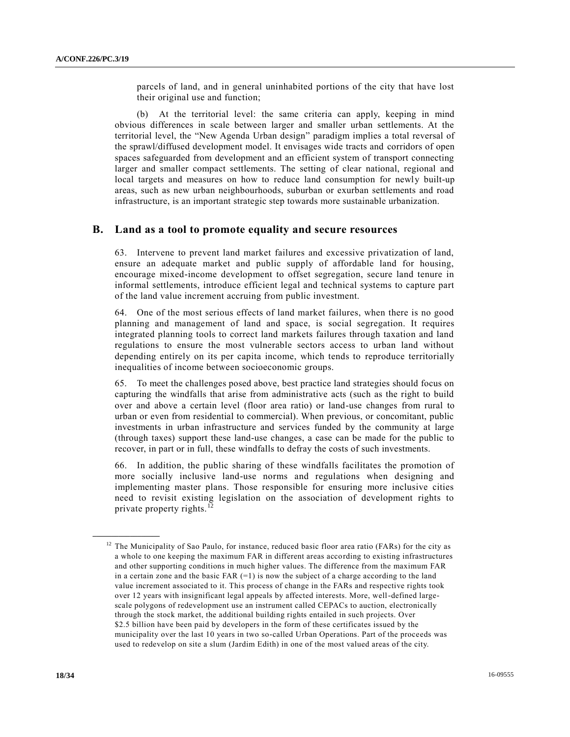parcels of land, and in general uninhabited portions of the city that have lost their original use and function;

(b) At the territorial level: the same criteria can apply, keeping in mind obvious differences in scale between larger and smaller urban settlements. At the territorial level, the "New Agenda Urban design" paradigm implies a total reversal of the sprawl/diffused development model. It envisages wide tracts and corridors of open spaces safeguarded from development and an efficient system of transport connecting larger and smaller compact settlements. The setting of clear national, regional and local targets and measures on how to reduce land consumption for newly built-up areas, such as new urban neighbourhoods, suburban or exurban settlements and road infrastructure, is an important strategic step towards more sustainable urbanization.

## B. Land as a tool to promote equality and secure resources

63. Intervene to prevent land market failures and excessive privatization of land, ensure an adequate market and public supply of affordable land for housing, encourage mixed-income development to offset segregation, secure land tenure in informal settlements, introduce efficient legal and technical systems to capture part of the land value increment accruing from public investment.

64. One of the most serious effects of land market failures, when there is no good planning and management of land and space, is social segregation. It requires integrated planning tools to correct land markets failures through taxation and land regulations to ensure the most vulnerable sectors access to urban land without depending entirely on its per capita income, which tends to reproduce territorially inequalities of income between socioeconomic groups.

65. To meet the challenges posed above, best practice land strategies should focus on capturing the windfalls that arise from administrative acts (such as the right to build over and above a certain level (floor area ratio) or land-use changes from rural to urban or even from residential to commercial). When previous, or concomitant, public investments in urban infrastructure and services funded by the community at large (through taxes) support these land-use changes, a case can be made for the public to recover, in part or in full, these windfalls to defray the costs of such investments.

66. In addition, the public sharing of these windfalls facilitates the promotion of more socially inclusive land-use norms and regulations when designing and implementing master plans. Those responsible for ensuring more inclusive cities need to revisit existing legislation on the association of development rights to private property rights.[12]

---

[12] The Municipality of Sao Paulo, for instance, reduced basic floor area ratio (FARs) for the city as a whole to one keeping the maximum FAR in different areas according to existing infrastructures and other supporting conditions in much higher values. The difference from the maximum FAR in a certain zone and the basic FAR (=1) is now the subject of a charge according to the land value increment associated to it. This process of change in the FARs and respective rights took over 12 years with insignificant legal appeals by affected interests. More, well-defined large-scale polygons of redevelopment use an instrument called CEPACs to auction, electronically through the stock market, the additional building rights entailed in such projects. Over $2.5 billion have been paid by developers in the form of these certificates issued by the municipality over the last 10 years in two so-called Urban Operations. Part of the proceeds was used to redevelop on site a slum (Jardim Edith) in one of the most valued areas of the city.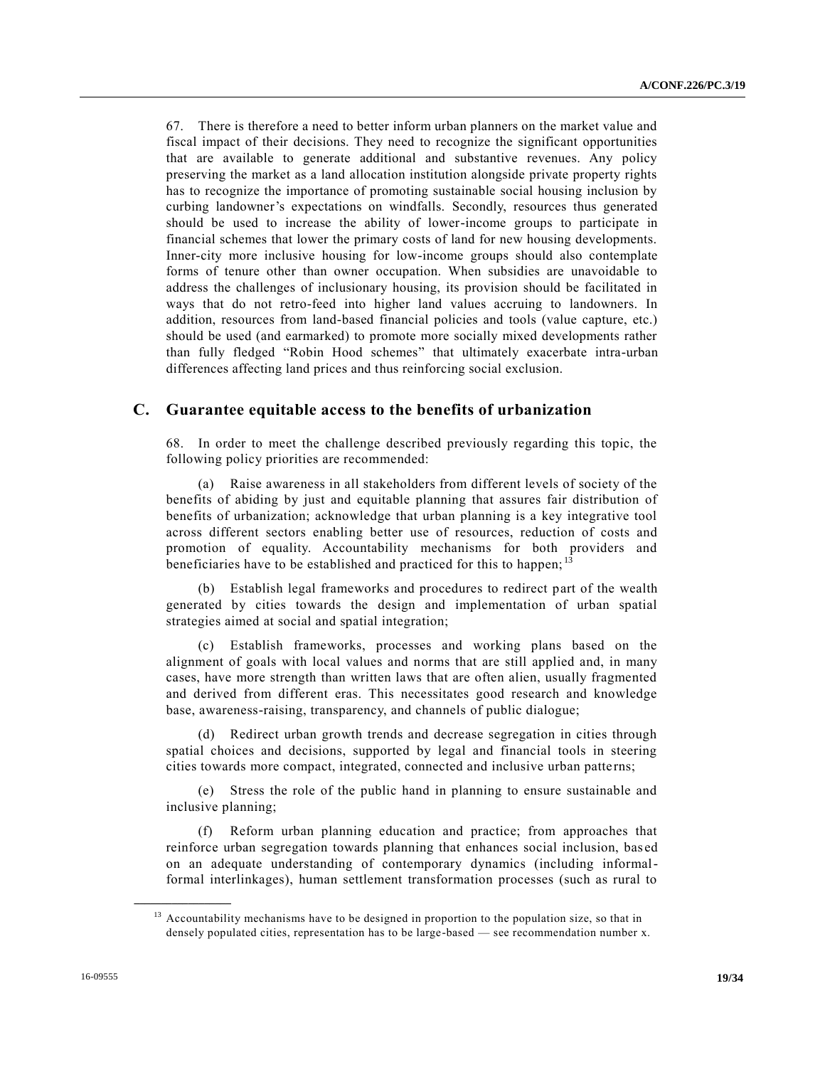67. There is therefore a need to better inform urban planners on the market value and fiscal impact of their decisions. They need to recognize the significant opportunities that are available to generate additional and substantive revenues. Any policy preserving the market as a land allocation institution alongside private property rights has to recognize the importance of promoting sustainable social housing inclusion by curbing landowner's expectations on windfalls. Secondly, resources thus generated should be used to increase the ability of lower-income groups to participate in financial schemes that lower the primary costs of land for new housing developments. Inner-city more inclusive housing for low-income groups should also contemplate forms of tenure other than owner occupation. When subsidies are unavoidable to address the challenges of inclusionary housing, its provision should be facilitated in ways that do not retro-feed into higher land values accruing to landowners. In addition, resources from land-based financial policies and tools (value capture, etc.) should be used (and earmarked) to promote more socially mixed developments rather than fully fledged "Robin Hood schemes" that ultimately exacerbate intra-urban differences affecting land prices and thus reinforcing social exclusion.

## C. Guarantee equitable access to the benefits of urbanization

68. In order to meet the challenge described previously regarding this topic, the following policy priorities are recommended:

(a) Raise awareness in all stakeholders from different levels of society of the benefits of abiding by just and equitable planning that assures fair distribution of benefits of urbanization; acknowledge that urban planning is a key integrative tool across different sectors enabling better use of resources, reduction of costs and promotion of equality. Accountability mechanisms for both providers and beneficiaries have to be established and practiced for this to happen;[13]

(b) Establish legal frameworks and procedures to redirect part of the wealth generated by cities towards the design and implementation of urban spatial strategies aimed at social and spatial integration;

(c) Establish frameworks, processes and working plans based on the alignment of goals with local values and norms that are still applied and, in many cases, have more strength than written laws that are often alien, usually fragmented and derived from different eras. This necessitates good research and knowledge base, awareness-raising, transparency, and channels of public dialogue;

(d) Redirect urban growth trends and decrease segregation in cities through spatial choices and decisions, supported by legal and financial tools in steering cities towards more compact, integrated, connected and inclusive urban patterns;

(e) Stress the role of the public hand in planning to ensure sustainable and inclusive planning;

(f) Reform urban planning education and practice; from approaches that reinforce urban segregation towards planning that enhances social inclusion, based on an adequate understanding of contemporary dynamics (including informal-formal interlinkages), human settlement transformation processes (such as rural to

---

[13] Accountability mechanisms have to be designed in proportion to the population size, so that in densely populated cities, representation has to be large-based — see recommendation number x.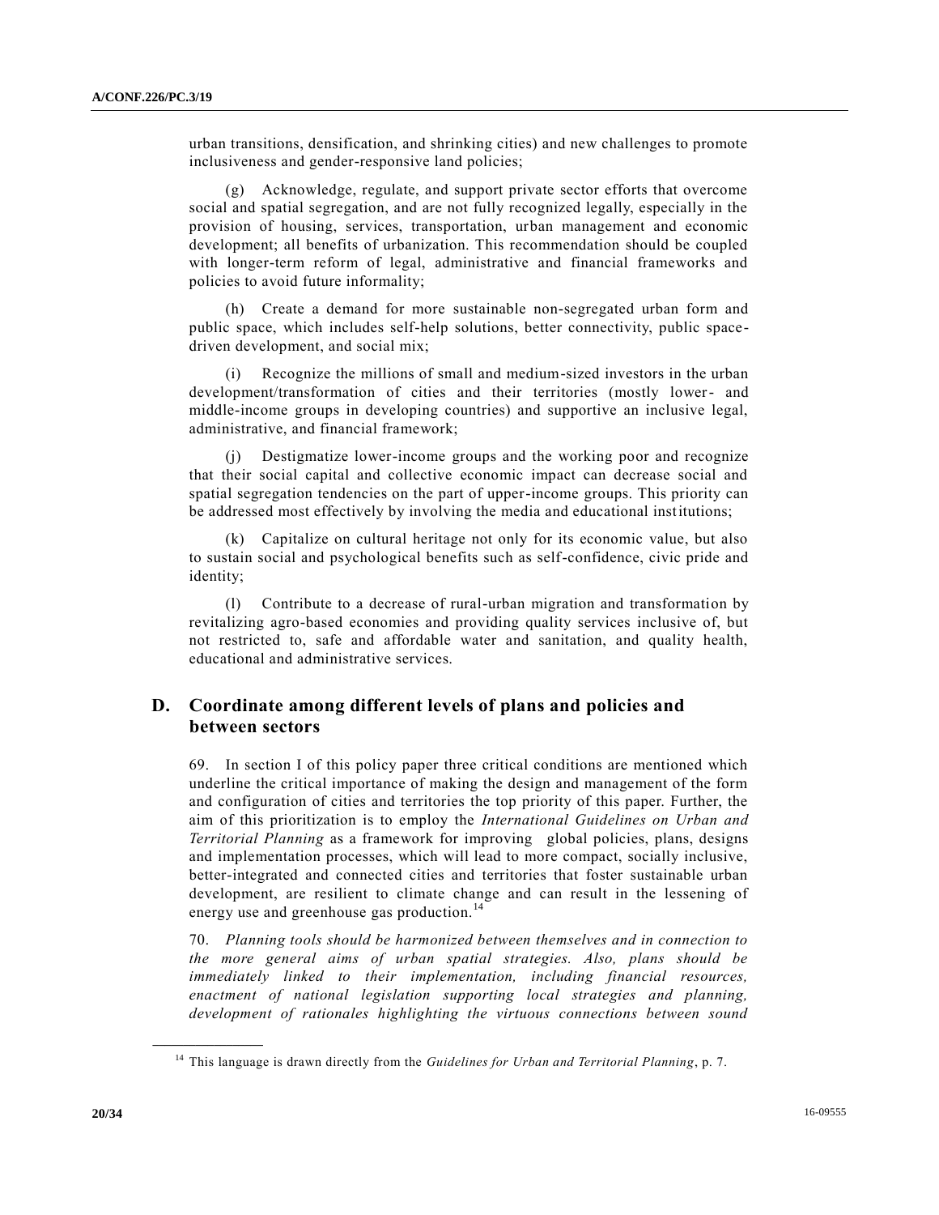urban transitions, densification, and shrinking cities) and new challenges to promote inclusiveness and gender-responsive land policies;

(g) Acknowledge, regulate, and support private sector efforts that overcome social and spatial segregation, and are not fully recognized legally, especially in the provision of housing, services, transportation, urban management and economic development; all benefits of urbanization. This recommendation should be coupled with longer-term reform of legal, administrative and financial frameworks and policies to avoid future informality;

(h) Create a demand for more sustainable non-segregated urban form and public space, which includes self-help solutions, better connectivity, public space-driven development, and social mix;

(i) Recognize the millions of small and medium-sized investors in the urban development/transformation of cities and their territories (mostly lower- and middle-income groups in developing countries) and supportive an inclusive legal, administrative, and financial framework;

(j) Destigmatize lower-income groups and the working poor and recognize that their social capital and collective economic impact can decrease social and spatial segregation tendencies on the part of upper-income groups. This priority can be addressed most effectively by involving the media and educational institutions;

(k) Capitalize on cultural heritage not only for its economic value, but also to sustain social and psychological benefits such as self-confidence, civic pride and identity;

(l) Contribute to a decrease of rural-urban migration and transformation by revitalizing agro-based economies and providing quality services inclusive of, but not restricted to, safe and affordable water and sanitation, and quality health, educational and administrative services.

## D. Coordinate among different levels of plans and policies and between sectors

69. In section I of this policy paper three critical conditions are mentioned which underline the critical importance of making the design and management of the form and configuration of cities and territories the top priority of this paper. Further, the aim of this prioritization is to employ the *International Guidelines on Urban and Territorial Planning* as a framework for improving global policies, plans, designs and implementation processes, which will lead to more compact, socially inclusive, better-integrated and connected cities and territories that foster sustainable urban development, are resilient to climate change and can result in the lessening of energy use and greenhouse gas production.[14]

70. *Planning tools should be harmonized between themselves and in connection to the more general aims of urban spatial strategies. Also, plans should be immediately linked to their implementation, including financial resources, enactment of national legislation supporting local strategies and planning, development of rationales highlighting the virtuous connections between sound*

[14] This language is drawn directly from the *Guidelines for Urban and Territorial Planning*, p. 7.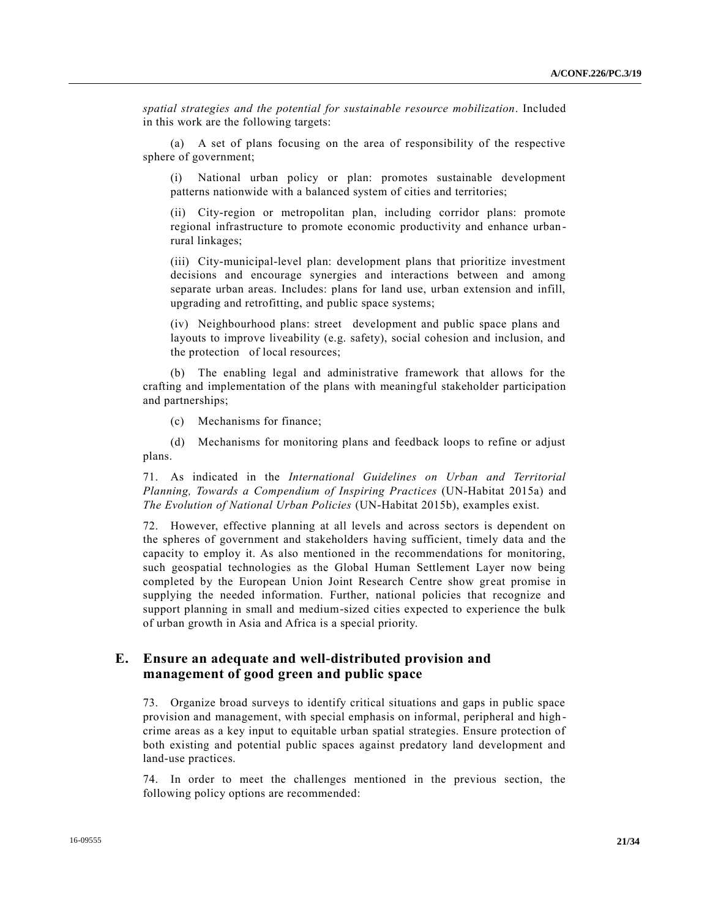*spatial strategies and the potential for sustainable resource mobilization*. Included in this work are the following targets:

(a) A set of plans focusing on the area of responsibility of the respective sphere of government;

(i) National urban policy or plan: promotes sustainable development patterns nationwide with a balanced system of cities and territories;

(ii) City-region or metropolitan plan, including corridor plans: promote regional infrastructure to promote economic productivity and enhance urban-rural linkages;

(iii) City-municipal-level plan: development plans that prioritize investment decisions and encourage synergies and interactions between and among separate urban areas. Includes: plans for land use, urban extension and infill, upgrading and retrofitting, and public space systems;

(iv) Neighbourhood plans: street development and public space plans and layouts to improve liveability (e.g. safety), social cohesion and inclusion, and the protection of local resources;

(b) The enabling legal and administrative framework that allows for the crafting and implementation of the plans with meaningful stakeholder participation and partnerships;

(c) Mechanisms for finance;

(d) Mechanisms for monitoring plans and feedback loops to refine or adjust plans.

71. As indicated in the *International Guidelines on Urban and Territorial Planning, Towards a Compendium of Inspiring Practices* (UN-Habitat 2015a) and *The Evolution of National Urban Policies* (UN-Habitat 2015b), examples exist.

72. However, effective planning at all levels and across sectors is dependent on the spheres of government and stakeholders having sufficient, timely data and the capacity to employ it. As also mentioned in the recommendations for monitoring, such geospatial technologies as the Global Human Settlement Layer now being completed by the European Union Joint Research Centre show great promise in supplying the needed information. Further, national policies that recognize and support planning in small and medium-sized cities expected to experience the bulk of urban growth in Asia and Africa is a special priority.

## E. Ensure an adequate and well-distributed provision and management of good green and public space

73. Organize broad surveys to identify critical situations and gaps in public space provision and management, with special emphasis on informal, peripheral and high-crime areas as a key input to equitable urban spatial strategies. Ensure protection of both existing and potential public spaces against predatory land development and land-use practices.

74. In order to meet the challenges mentioned in the previous section, the following policy options are recommended: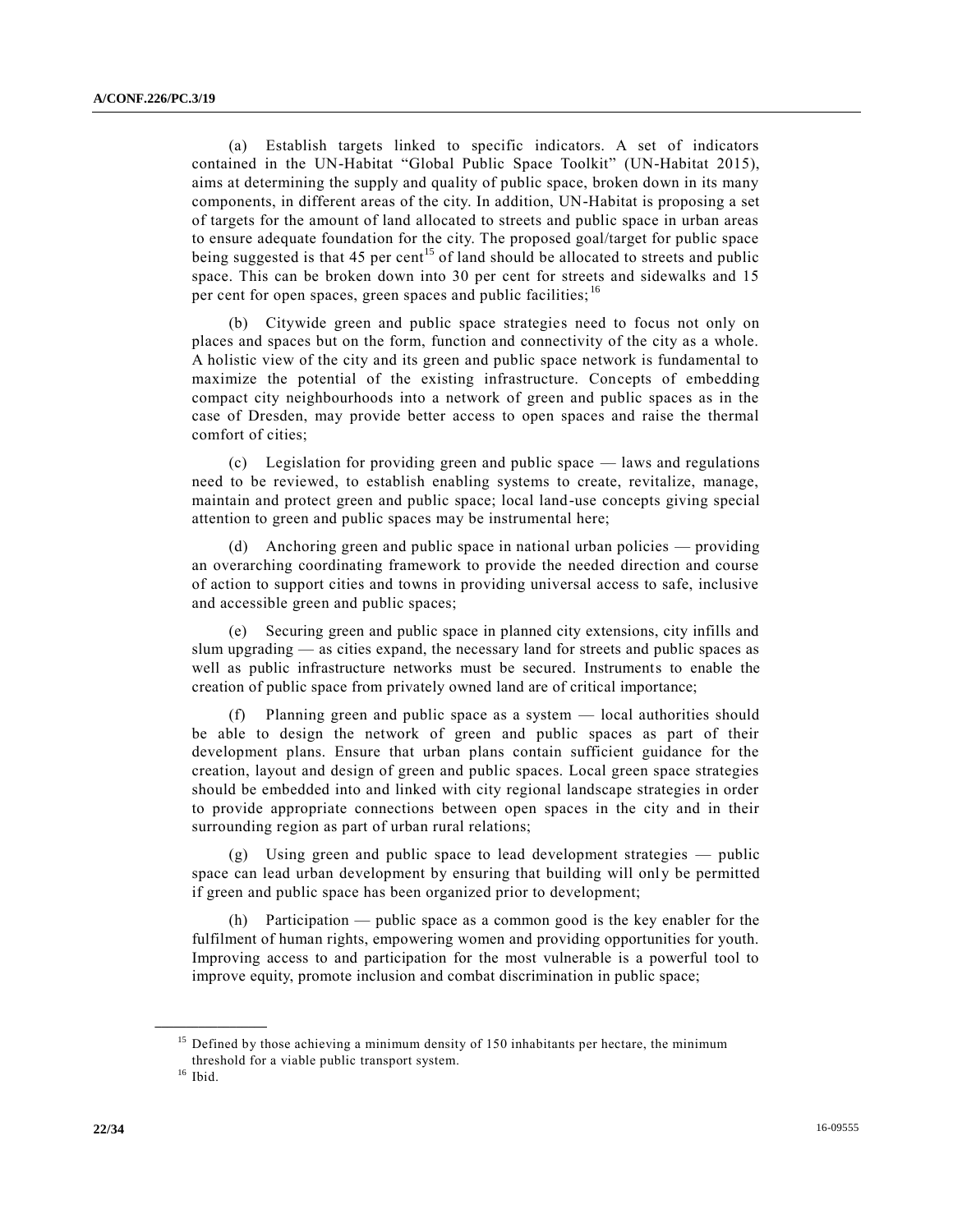(a) Establish targets linked to specific indicators. A set of indicators contained in the UN-Habitat "Global Public Space Toolkit" (UN-Habitat 2015), aims at determining the supply and quality of public space, broken down in its many components, in different areas of the city. In addition, UN-Habitat is proposing a set of targets for the amount of land allocated to streets and public space in urban areas to ensure adequate foundation for the city. The proposed goal/target for public space being suggested is that 45 per cent[15] of land should be allocated to streets and public space. This can be broken down into 30 per cent for streets and sidewalks and 15 per cent for open spaces, green spaces and public facilities;[16]

(b) Citywide green and public space strategies need to focus not only on places and spaces but on the form, function and connectivity of the city as a whole. A holistic view of the city and its green and public space network is fundamental to maximize the potential of the existing infrastructure. Concepts of embedding compact city neighbourhoods into a network of green and public spaces as in the case of Dresden, may provide better access to open spaces and raise the thermal comfort of cities;

(c) Legislation for providing green and public space — laws and regulations need to be reviewed, to establish enabling systems to create, revitalize, manage, maintain and protect green and public space; local land-use concepts giving special attention to green and public spaces may be instrumental here;

(d) Anchoring green and public space in national urban policies — providing an overarching coordinating framework to provide the needed direction and course of action to support cities and towns in providing universal access to safe, inclusive and accessible green and public spaces;

(e) Securing green and public space in planned city extensions, city infills and slum upgrading — as cities expand, the necessary land for streets and public spaces as well as public infrastructure networks must be secured. Instruments to enable the creation of public space from privately owned land are of critical importance;

(f) Planning green and public space as a system — local authorities should be able to design the network of green and public spaces as part of their development plans. Ensure that urban plans contain sufficient guidance for the creation, layout and design of green and public spaces. Local green space strategies should be embedded into and linked with city regional landscape strategies in order to provide appropriate connections between open spaces in the city and in their surrounding region as part of urban rural relations;

(g) Using green and public space to lead development strategies — public space can lead urban development by ensuring that building will only be permitted if green and public space has been organized prior to development;

(h) Participation — public space as a common good is the key enabler for the fulfilment of human rights, empowering women and providing opportunities for youth. Improving access to and participation for the most vulnerable is a powerful tool to improve equity, promote inclusion and combat discrimination in public space;

---

[15] Defined by those achieving a minimum density of 150 inhabitants per hectare, the minimum threshold for a viable public transport system.

[16] Ibid.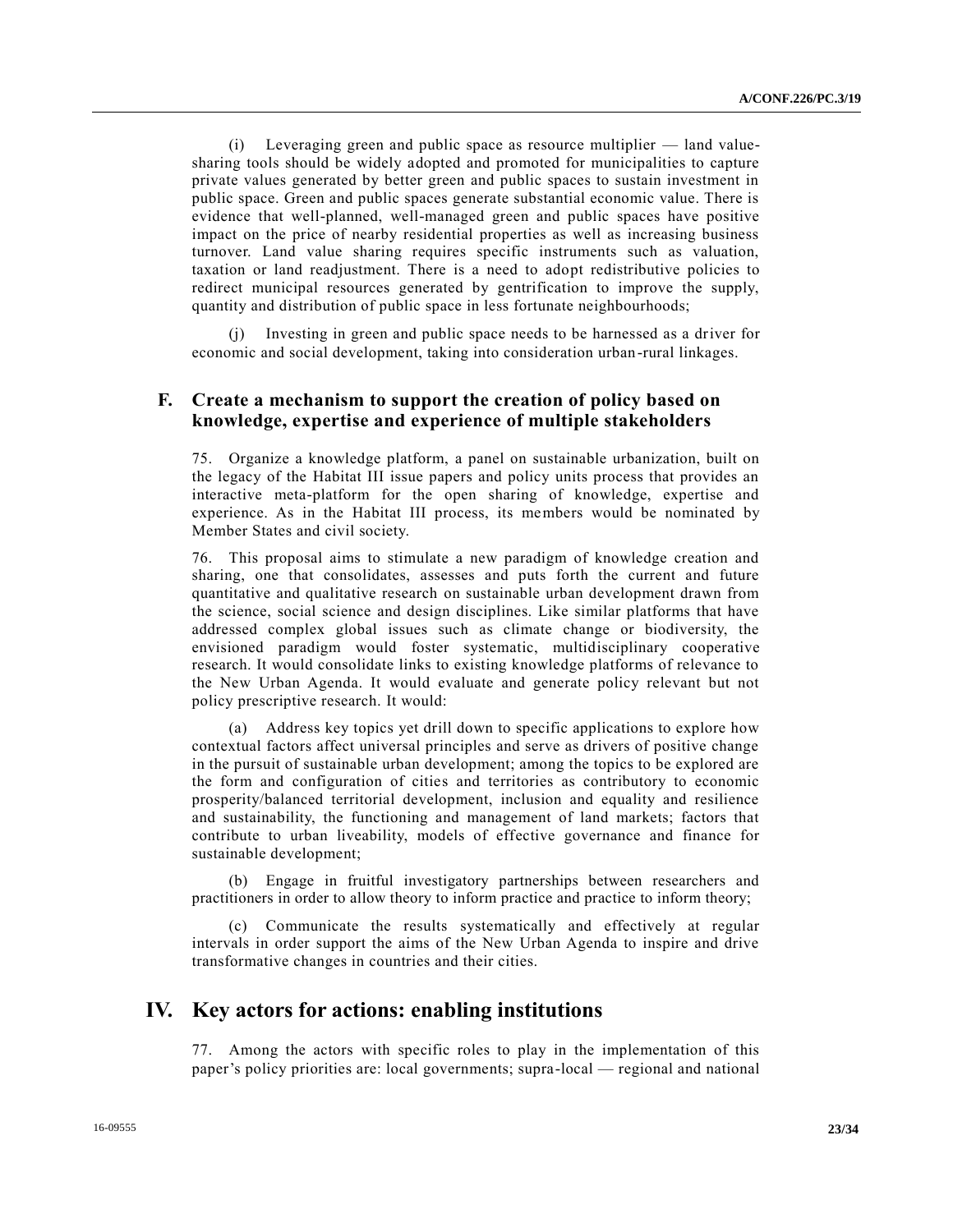(i) Leveraging green and public space as resource multiplier — land value-sharing tools should be widely adopted and promoted for municipalities to capture private values generated by better green and public spaces to sustain investment in public space. Green and public spaces generate substantial economic value. There is evidence that well-planned, well-managed green and public spaces have positive impact on the price of nearby residential properties as well as increasing business turnover. Land value sharing requires specific instruments such as valuation, taxation or land readjustment. There is a need to adopt redistributive policies to redirect municipal resources generated by gentrification to improve the supply, quantity and distribution of public space in less fortunate neighbourhoods;

(j) Investing in green and public space needs to be harnessed as a driver for economic and social development, taking into consideration urban-rural linkages.

### F. Create a mechanism to support the creation of policy based on knowledge, expertise and experience of multiple stakeholders

75. Organize a knowledge platform, a panel on sustainable urbanization, built on the legacy of the Habitat III issue papers and policy units process that provides an interactive meta-platform for the open sharing of knowledge, expertise and experience. As in the Habitat III process, its members would be nominated by Member States and civil society.

76. This proposal aims to stimulate a new paradigm of knowledge creation and sharing, one that consolidates, assesses and puts forth the current and future quantitative and qualitative research on sustainable urban development drawn from the science, social science and design disciplines. Like similar platforms that have addressed complex global issues such as climate change or biodiversity, the envisioned paradigm would foster systematic, multidisciplinary cooperative research. It would consolidate links to existing knowledge platforms of relevance to the New Urban Agenda. It would evaluate and generate policy relevant but not policy prescriptive research. It would:

(a) Address key topics yet drill down to specific applications to explore how contextual factors affect universal principles and serve as drivers of positive change in the pursuit of sustainable urban development; among the topics to be explored are the form and configuration of cities and territories as contributory to economic prosperity/balanced territorial development, inclusion and equality and resilience and sustainability, the functioning and management of land markets; factors that contribute to urban liveability, models of effective governance and finance for sustainable development;

(b) Engage in fruitful investigatory partnerships between researchers and practitioners in order to allow theory to inform practice and practice to inform theory;

(c) Communicate the results systematically and effectively at regular intervals in order support the aims of the New Urban Agenda to inspire and drive transformative changes in countries and their cities.

## IV. Key actors for actions: enabling institutions

77. Among the actors with specific roles to play in the implementation of this paper's policy priorities are: local governments; supra-local — regional and national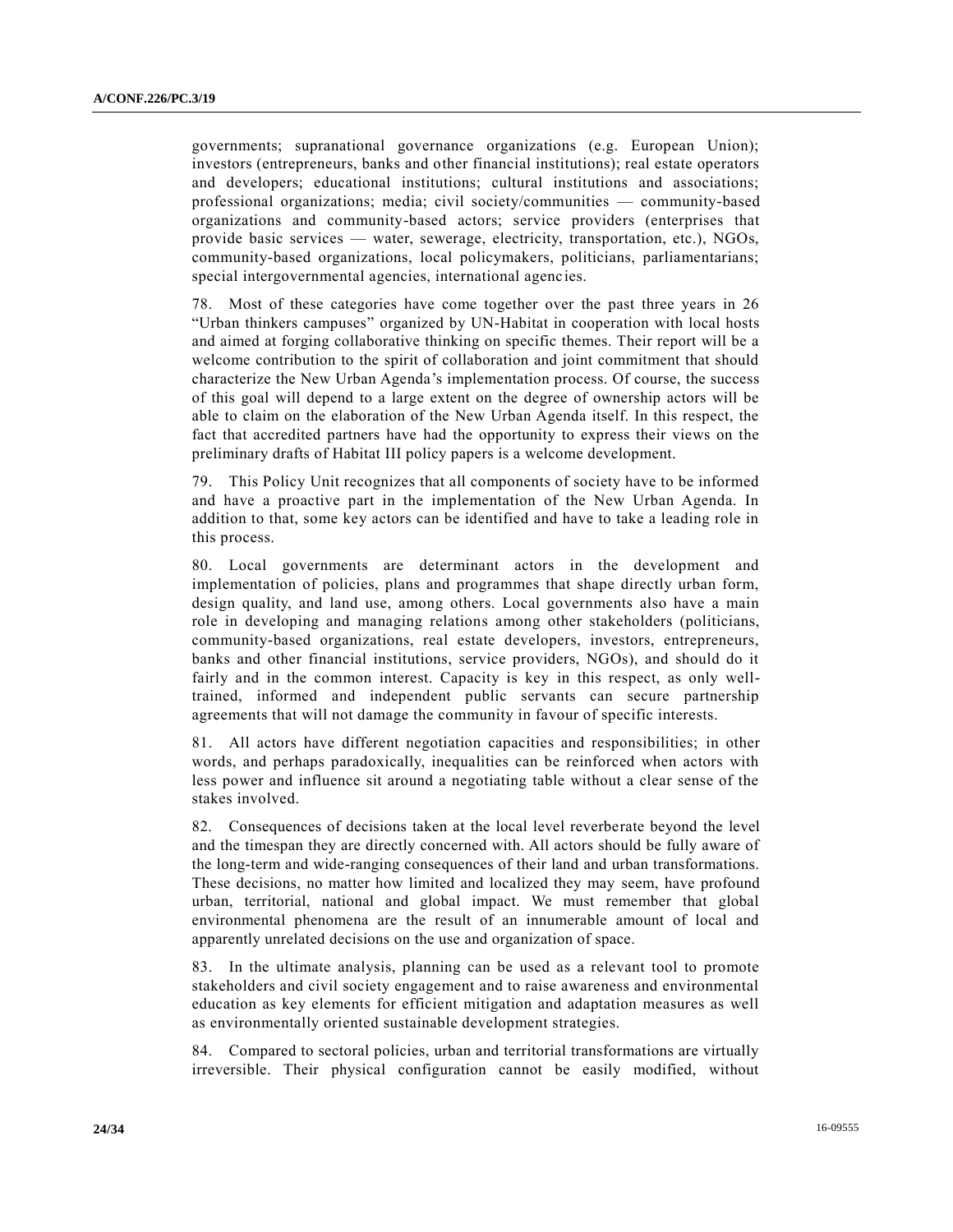governments; supranational governance organizations (e.g. European Union); investors (entrepreneurs, banks and other financial institutions); real estate operators and developers; educational institutions; cultural institutions and associations; professional organizations; media; civil society/communities — community-based organizations and community-based actors; service providers (enterprises that provide basic services — water, sewerage, electricity, transportation, etc.), NGOs, community-based organizations, local policymakers, politicians, parliamentarians; special intergovernmental agencies, international agencies.

78. Most of these categories have come together over the past three years in 26 "Urban thinkers campuses" organized by UN-Habitat in cooperation with local hosts and aimed at forging collaborative thinking on specific themes. Their report will be a welcome contribution to the spirit of collaboration and joint commitment that should characterize the New Urban Agenda's implementation process. Of course, the success of this goal will depend to a large extent on the degree of ownership actors will be able to claim on the elaboration of the New Urban Agenda itself. In this respect, the fact that accredited partners have had the opportunity to express their views on the preliminary drafts of Habitat III policy papers is a welcome development.

79. This Policy Unit recognizes that all components of society have to be informed and have a proactive part in the implementation of the New Urban Agenda. In addition to that, some key actors can be identified and have to take a leading role in this process.

80. Local governments are determinant actors in the development and implementation of policies, plans and programmes that shape directly urban form, design quality, and land use, among others. Local governments also have a main role in developing and managing relations among other stakeholders (politicians, community-based organizations, real estate developers, investors, entrepreneurs, banks and other financial institutions, service providers, NGOs), and should do it fairly and in the common interest. Capacity is key in this respect, as only well-trained, informed and independent public servants can secure partnership agreements that will not damage the community in favour of specific interests.

81. All actors have different negotiation capacities and responsibilities; in other words, and perhaps paradoxically, inequalities can be reinforced when actors with less power and influence sit around a negotiating table without a clear sense of the stakes involved.

82. Consequences of decisions taken at the local level reverberate beyond the level and the timespan they are directly concerned with. All actors should be fully aware of the long-term and wide-ranging consequences of their land and urban transformations. These decisions, no matter how limited and localized they may seem, have profound urban, territorial, national and global impact. We must remember that global environmental phenomena are the result of an innumerable amount of local and apparently unrelated decisions on the use and organization of space.

83. In the ultimate analysis, planning can be used as a relevant tool to promote stakeholders and civil society engagement and to raise awareness and environmental education as key elements for efficient mitigation and adaptation measures as well as environmentally oriented sustainable development strategies.

84. Compared to sectoral policies, urban and territorial transformations are virtually irreversible. Their physical configuration cannot be easily modified, without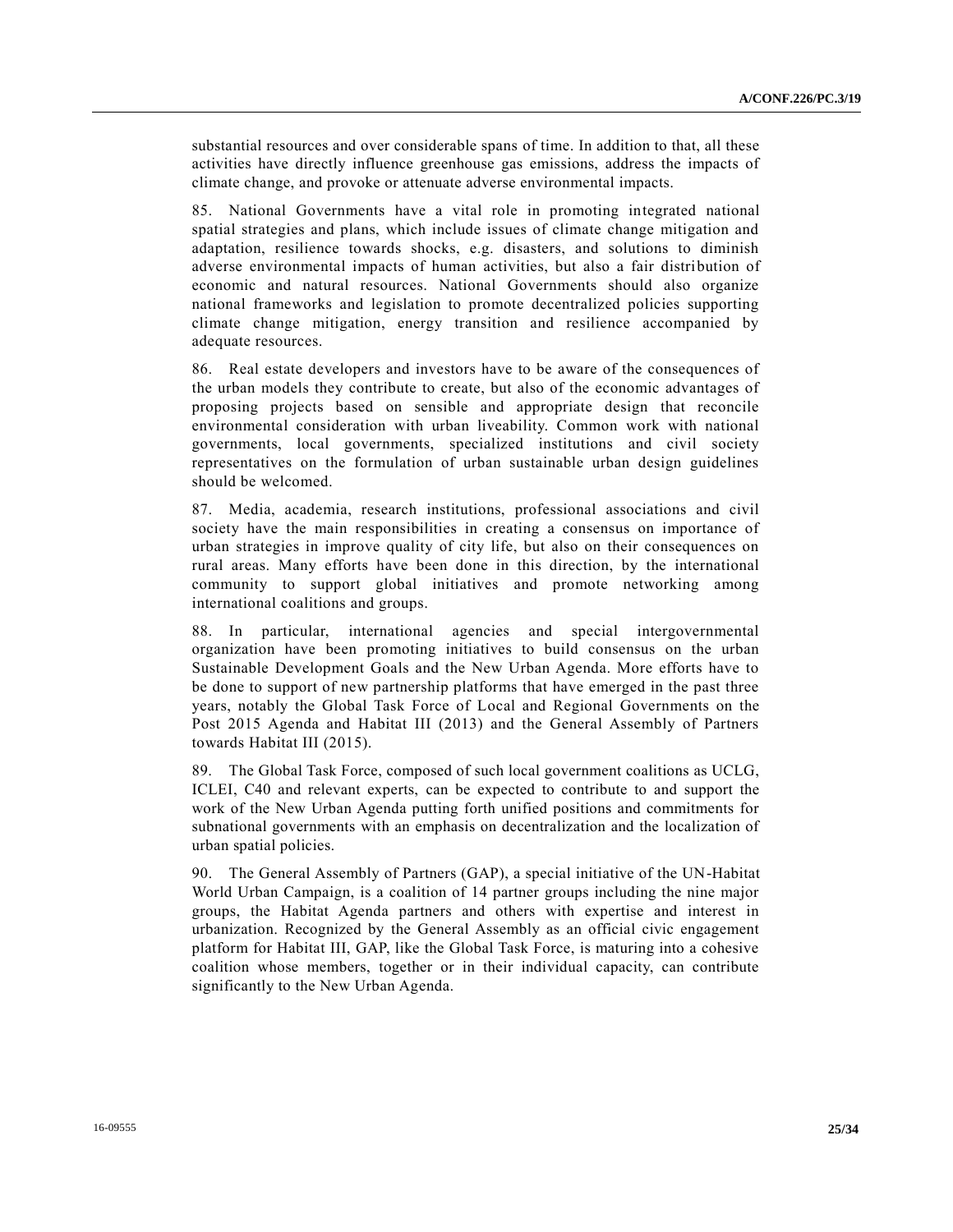substantial resources and over considerable spans of time. In addition to that, all these activities have directly influence greenhouse gas emissions, address the impacts of climate change, and provoke or attenuate adverse environmental impacts.

85. National Governments have a vital role in promoting integrated national spatial strategies and plans, which include issues of climate change mitigation and adaptation, resilience towards shocks, e.g. disasters, and solutions to diminish adverse environmental impacts of human activities, but also a fair distribution of economic and natural resources. National Governments should also organize national frameworks and legislation to promote decentralized policies supporting climate change mitigation, energy transition and resilience accompanied by adequate resources.

86. Real estate developers and investors have to be aware of the consequences of the urban models they contribute to create, but also of the economic advantages of proposing projects based on sensible and appropriate design that reconcile environmental consideration with urban liveability. Common work with national governments, local governments, specialized institutions and civil society representatives on the formulation of urban sustainable urban design guidelines should be welcomed.

87. Media, academia, research institutions, professional associations and civil society have the main responsibilities in creating a consensus on importance of urban strategies in improve quality of city life, but also on their consequences on rural areas. Many efforts have been done in this direction, by the international community to support global initiatives and promote networking among international coalitions and groups.

88. In particular, international agencies and special intergovernmental organization have been promoting initiatives to build consensus on the urban Sustainable Development Goals and the New Urban Agenda. More efforts have to be done to support of new partnership platforms that have emerged in the past three years, notably the Global Task Force of Local and Regional Governments on the Post 2015 Agenda and Habitat III (2013) and the General Assembly of Partners towards Habitat III (2015).

89. The Global Task Force, composed of such local government coalitions as UCLG, ICLEI, C40 and relevant experts, can be expected to contribute to and support the work of the New Urban Agenda putting forth unified positions and commitments for subnational governments with an emphasis on decentralization and the localization of urban spatial policies.

90. The General Assembly of Partners (GAP), a special initiative of the UN-Habitat World Urban Campaign, is a coalition of 14 partner groups including the nine major groups, the Habitat Agenda partners and others with expertise and interest in urbanization. Recognized by the General Assembly as an official civic engagement platform for Habitat III, GAP, like the Global Task Force, is maturing into a cohesive coalition whose members, together or in their individual capacity, can contribute significantly to the New Urban Agenda.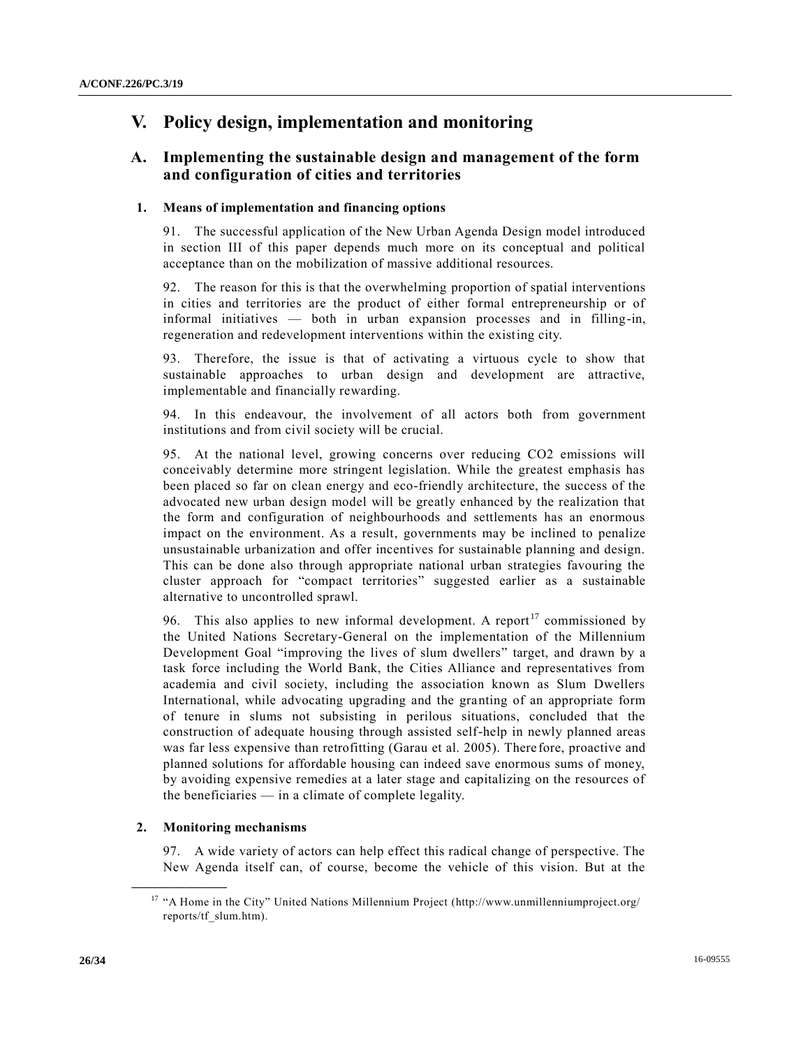# V. Policy design, implementation and monitoring

## A. Implementing the sustainable design and management of the form and configuration of cities and territories

### 1. Means of implementation and financing options

91. The successful application of the New Urban Agenda Design model introduced in section III of this paper depends much more on its conceptual and political acceptance than on the mobilization of massive additional resources.

92. The reason for this is that the overwhelming proportion of spatial interventions in cities and territories are the product of either formal entrepreneurship or of informal initiatives — both in urban expansion processes and in filling-in, regeneration and redevelopment interventions within the existing city.

93. Therefore, the issue is that of activating a virtuous cycle to show that sustainable approaches to urban design and development are attractive, implementable and financially rewarding.

94. In this endeavour, the involvement of all actors both from government institutions and from civil society will be crucial.

95. At the national level, growing concerns over reducing $CO_2$ emissions will conceivably determine more stringent legislation. While the greatest emphasis has been placed so far on clean energy and eco-friendly architecture, the success of the advocated new urban design model will be greatly enhanced by the realization that the form and configuration of neighbourhoods and settlements has an enormous impact on the environment. As a result, governments may be inclined to penalize unsustainable urbanization and offer incentives for sustainable planning and design. This can be done also through appropriate national urban strategies favouring the cluster approach for "compact territories" suggested earlier as a sustainable alternative to uncontrolled sprawl.

96. This also applies to new informal development. A report[17] commissioned by the United Nations Secretary-General on the implementation of the Millennium Development Goal "improving the lives of slum dwellers" target, and drawn by a task force including the World Bank, the Cities Alliance and representatives from academia and civil society, including the association known as Slum Dwellers International, while advocating upgrading and the granting of an appropriate form of tenure in slums not subsisting in perilous situations, concluded that the construction of adequate housing through assisted self-help in newly planned areas was far less expensive than retrofitting (Garau et al. 2005). Therefore, proactive and planned solutions for affordable housing can indeed save enormous sums of money, by avoiding expensive remedies at a later stage and capitalizing on the resources of the beneficiaries — in a climate of complete legality.

### 2. Monitoring mechanisms

97. A wide variety of actors can help effect this radical change of perspective. The New Agenda itself can, of course, become the vehicle of this vision. But at the

[17] "A Home in the City" United Nations Millennium Project (http://www.unmillenniumproject.org/reports/tf_slum.htm).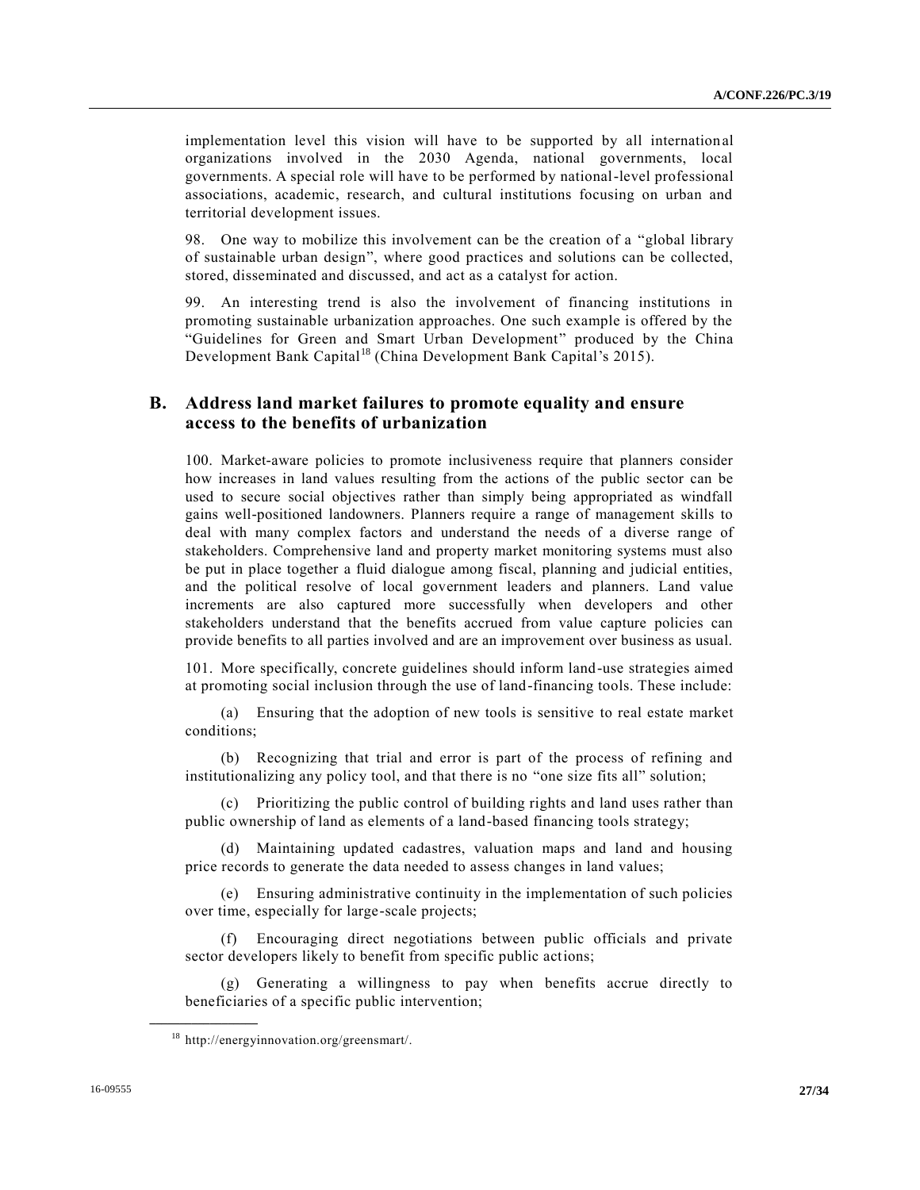implementation level this vision will have to be supported by all international organizations involved in the 2030 Agenda, national governments, local governments. A special role will have to be performed by national-level professional associations, academic, research, and cultural institutions focusing on urban and territorial development issues.

98. One way to mobilize this involvement can be the creation of a "global library of sustainable urban design", where good practices and solutions can be collected, stored, disseminated and discussed, and act as a catalyst for action.

99. An interesting trend is also the involvement of financing institutions in promoting sustainable urbanization approaches. One such example is offered by the "Guidelines for Green and Smart Urban Development" produced by the China Development Bank Capital[18] (China Development Bank Capital's 2015).

## B. Address land market failures to promote equality and ensure access to the benefits of urbanization

100. Market-aware policies to promote inclusiveness require that planners consider how increases in land values resulting from the actions of the public sector can be used to secure social objectives rather than simply being appropriated as windfall gains well-positioned landowners. Planners require a range of management skills to deal with many complex factors and understand the needs of a diverse range of stakeholders. Comprehensive land and property market monitoring systems must also be put in place together a fluid dialogue among fiscal, planning and judicial entities, and the political resolve of local government leaders and planners. Land value increments are also captured more successfully when developers and other stakeholders understand that the benefits accrued from value capture policies can provide benefits to all parties involved and are an improvement over business as usual.

101. More specifically, concrete guidelines should inform land-use strategies aimed at promoting social inclusion through the use of land-financing tools. These include:

(a) Ensuring that the adoption of new tools is sensitive to real estate market conditions;

(b) Recognizing that trial and error is part of the process of refining and institutionalizing any policy tool, and that there is no "one size fits all" solution;

(c) Prioritizing the public control of building rights and land uses rather than public ownership of land as elements of a land-based financing tools strategy;

(d) Maintaining updated cadastres, valuation maps and land and housing price records to generate the data needed to assess changes in land values;

(e) Ensuring administrative continuity in the implementation of such policies over time, especially for large-scale projects;

(f) Encouraging direct negotiations between public officials and private sector developers likely to benefit from specific public actions;

(g) Generating a willingness to pay when benefits accrue directly to beneficiaries of a specific public intervention;

---

[18] http://energyinnovation.org/greensmart/.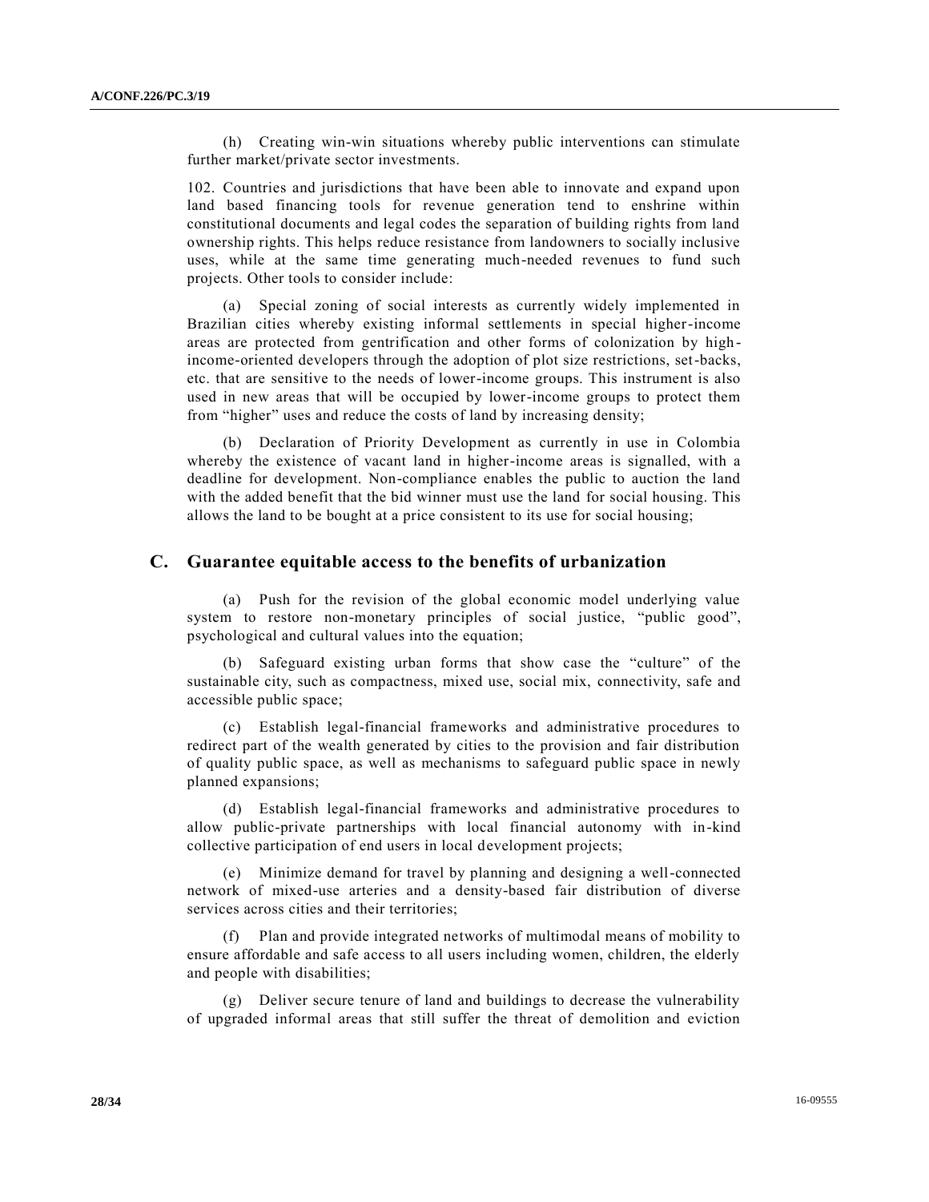(h) Creating win-win situations whereby public interventions can stimulate further market/private sector investments.

102. Countries and jurisdictions that have been able to innovate and expand upon land based financing tools for revenue generation tend to enshrine within constitutional documents and legal codes the separation of building rights from land ownership rights. This helps reduce resistance from landowners to socially inclusive uses, while at the same time generating much-needed revenues to fund such projects. Other tools to consider include:

(a) Special zoning of social interests as currently widely implemented in Brazilian cities whereby existing informal settlements in special higher-income areas are protected from gentrification and other forms of colonization by high-income-oriented developers through the adoption of plot size restrictions, set-backs, etc. that are sensitive to the needs of lower-income groups. This instrument is also used in new areas that will be occupied by lower-income groups to protect them from "higher" uses and reduce the costs of land by increasing density;

(b) Declaration of Priority Development as currently in use in Colombia whereby the existence of vacant land in higher-income areas is signalled, with a deadline for development. Non-compliance enables the public to auction the land with the added benefit that the bid winner must use the land for social housing. This allows the land to be bought at a price consistent to its use for social housing;

## C. Guarantee equitable access to the benefits of urbanization

(a) Push for the revision of the global economic model underlying value system to restore non-monetary principles of social justice, "public good", psychological and cultural values into the equation;

(b) Safeguard existing urban forms that show case the "culture" of the sustainable city, such as compactness, mixed use, social mix, connectivity, safe and accessible public space;

(c) Establish legal-financial frameworks and administrative procedures to redirect part of the wealth generated by cities to the provision and fair distribution of quality public space, as well as mechanisms to safeguard public space in newly planned expansions;

(d) Establish legal-financial frameworks and administrative procedures to allow public-private partnerships with local financial autonomy with in-kind collective participation of end users in local development projects;

(e) Minimize demand for travel by planning and designing a well-connected network of mixed-use arteries and a density-based fair distribution of diverse services across cities and their territories;

(f) Plan and provide integrated networks of multimodal means of mobility to ensure affordable and safe access to all users including women, children, the elderly and people with disabilities;

(g) Deliver secure tenure of land and buildings to decrease the vulnerability of upgraded informal areas that still suffer the threat of demolition and eviction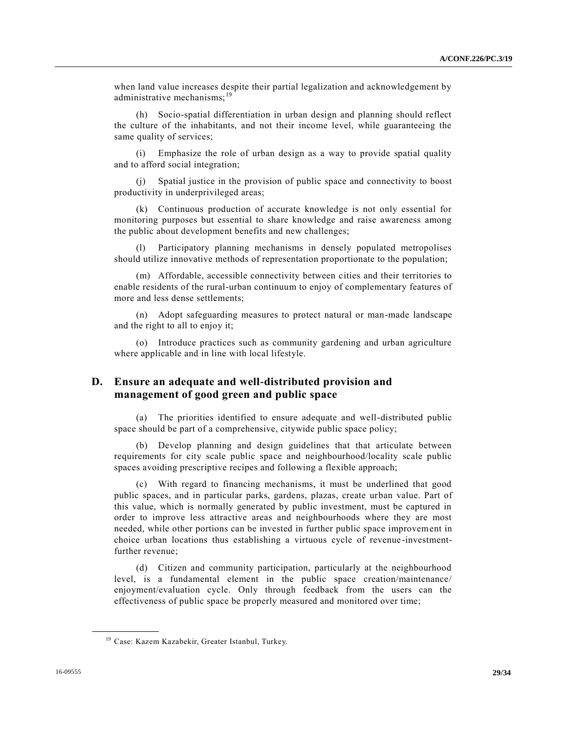when land value increases despite their partial legalization and acknowledgement by administrative mechanisms;[19]

(h) Socio-spatial differentiation in urban design and planning should reflect the culture of the inhabitants, and not their income level, while guaranteeing the same quality of services;

(i) Emphasize the role of urban design as a way to provide spatial quality and to afford social integration;

(j) Spatial justice in the provision of public space and connectivity to boost productivity in underprivileged areas;

(k) Continuous production of accurate knowledge is not only essential for monitoring purposes but essential to share knowledge and raise awareness among the public about development benefits and new challenges;

(l) Participatory planning mechanisms in densely populated metropolises should utilize innovative methods of representation proportionate to the population;

(m) Affordable, accessible connectivity between cities and their territories to enable residents of the rural-urban continuum to enjoy of complementary features of more and less dense settlements;

(n) Adopt safeguarding measures to protect natural or man-made landscape and the right to all to enjoy it;

(o) Introduce practices such as community gardening and urban agriculture where applicable and in line with local lifestyle.

## D. Ensure an adequate and well-distributed provision and management of good green and public space

(a) The priorities identified to ensure adequate and well-distributed public space should be part of a comprehensive, citywide public space policy;

(b) Develop planning and design guidelines that that articulate between requirements for city scale public space and neighbourhood/locality scale public spaces avoiding prescriptive recipes and following a flexible approach;

(c) With regard to financing mechanisms, it must be underlined that good public spaces, and in particular parks, gardens, plazas, create urban value. Part of this value, which is normally generated by public investment, must be captured in order to improve less attractive areas and neighbourhoods where they are most needed, while other portions can be invested in further public space improvement in choice urban locations thus establishing a virtuous cycle of revenue-investment-further revenue;

(d) Citizen and community participation, particularly at the neighbourhood level, is a fundamental element in the public space creation/maintenance/enjoyment/evaluation cycle. Only through feedback from the users can the effectiveness of public space be properly measured and monitored over time;

---

[19] Case: Kazem Kazabekir, Greater Istanbul, Turkey.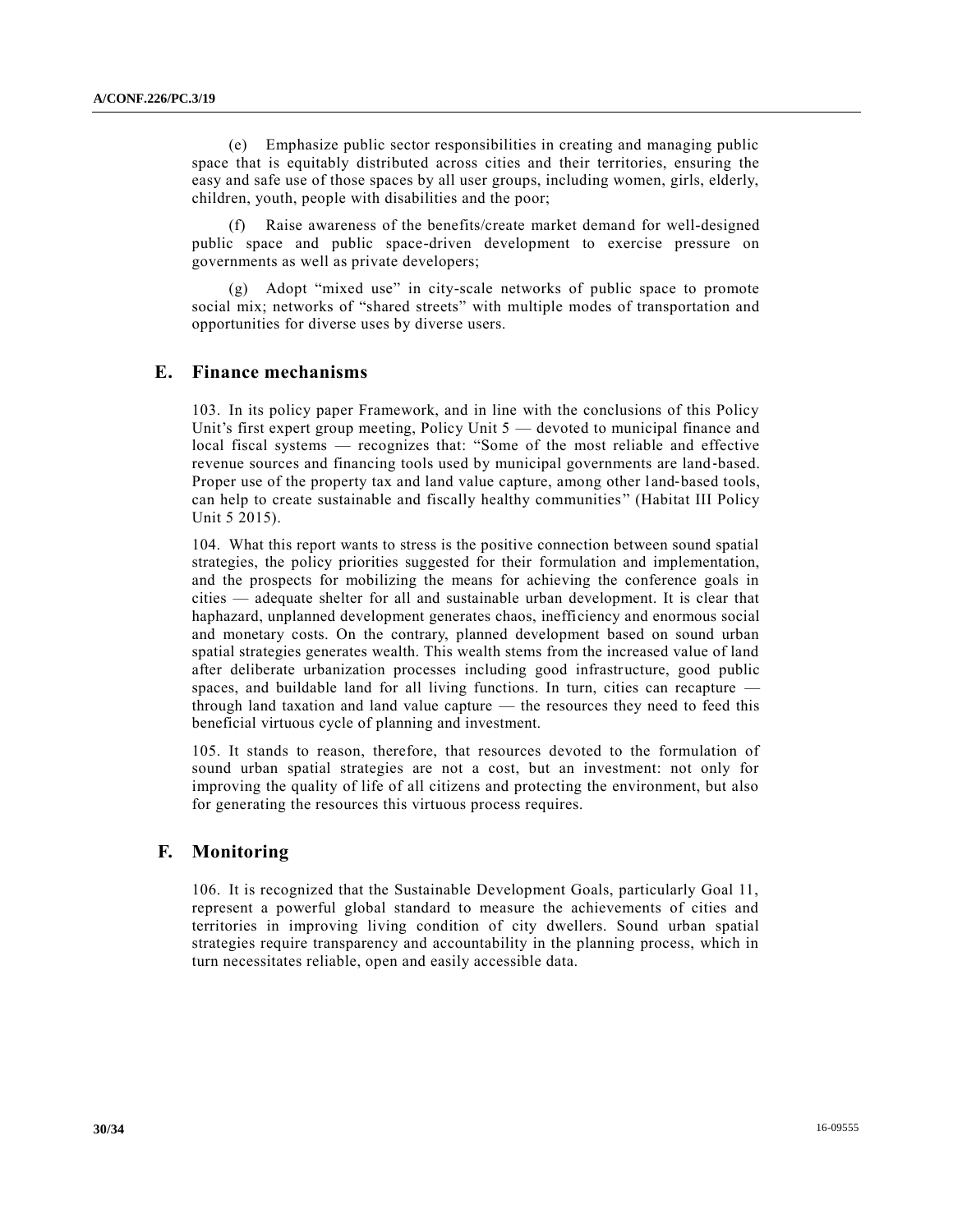(e) Emphasize public sector responsibilities in creating and managing public space that is equitably distributed across cities and their territories, ensuring the easy and safe use of those spaces by all user groups, including women, girls, elderly, children, youth, people with disabilities and the poor;

(f) Raise awareness of the benefits/create market demand for well-designed public space and public space-driven development to exercise pressure on governments as well as private developers;

(g) Adopt "mixed use" in city-scale networks of public space to promote social mix; networks of "shared streets" with multiple modes of transportation and opportunities for diverse uses by diverse users.

## E. Finance mechanisms

103. In its policy paper Framework, and in line with the conclusions of this Policy Unit's first expert group meeting, Policy Unit 5 — devoted to municipal finance and local fiscal systems — recognizes that: "Some of the most reliable and effective revenue sources and financing tools used by municipal governments are land-based. Proper use of the property tax and land value capture, among other land-based tools, can help to create sustainable and fiscally healthy communities" (Habitat III Policy Unit 5 2015).

104. What this report wants to stress is the positive connection between sound spatial strategies, the policy priorities suggested for their formulation and implementation, and the prospects for mobilizing the means for achieving the conference goals in cities — adequate shelter for all and sustainable urban development. It is clear that haphazard, unplanned development generates chaos, inefficiency and enormous social and monetary costs. On the contrary, planned development based on sound urban spatial strategies generates wealth. This wealth stems from the increased value of land after deliberate urbanization processes including good infrastructure, good public spaces, and buildable land for all living functions. In turn, cities can recapture — through land taxation and land value capture — the resources they need to feed this beneficial virtuous cycle of planning and investment.

105. It stands to reason, therefore, that resources devoted to the formulation of sound urban spatial strategies are not a cost, but an investment: not only for improving the quality of life of all citizens and protecting the environment, but also for generating the resources this virtuous process requires.

## F. Monitoring

106. It is recognized that the Sustainable Development Goals, particularly Goal 11, represent a powerful global standard to measure the achievements of cities and territories in improving living condition of city dwellers. Sound urban spatial strategies require transparency and accountability in the planning process, which in turn necessitates reliable, open and easily accessible data.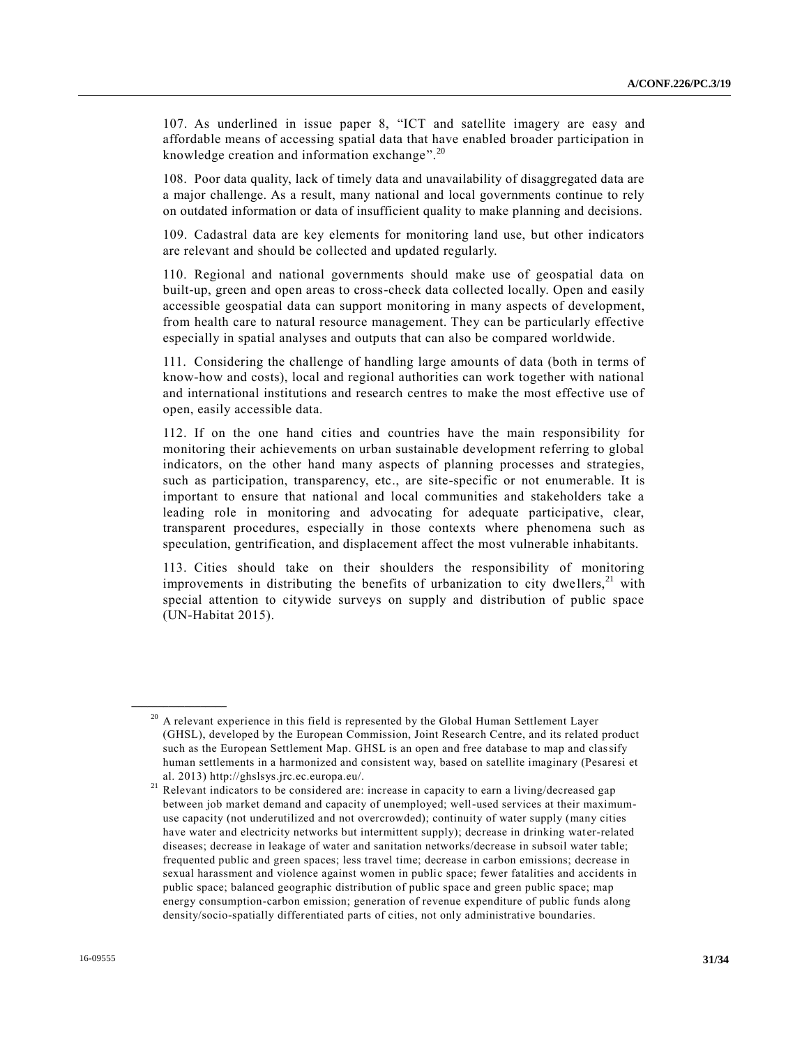107. As underlined in issue paper 8, "ICT and satellite imagery are easy and affordable means of accessing spatial data that have enabled broader participation in knowledge creation and information exchange".[20]

108. Poor data quality, lack of timely data and unavailability of disaggregated data are a major challenge. As a result, many national and local governments continue to rely on outdated information or data of insufficient quality to make planning and decisions.

109. Cadastral data are key elements for monitoring land use, but other indicators are relevant and should be collected and updated regularly.

110. Regional and national governments should make use of geospatial data on built-up, green and open areas to cross-check data collected locally. Open and easily accessible geospatial data can support monitoring in many aspects of development, from health care to natural resource management. They can be particularly effective especially in spatial analyses and outputs that can also be compared worldwide.

111. Considering the challenge of handling large amounts of data (both in terms of know-how and costs), local and regional authorities can work together with national and international institutions and research centres to make the most effective use of open, easily accessible data.

112. If on the one hand cities and countries have the main responsibility for monitoring their achievements on urban sustainable development referring to global indicators, on the other hand many aspects of planning processes and strategies, such as participation, transparency, etc., are site-specific or not enumerable. It is important to ensure that national and local communities and stakeholders take a leading role in monitoring and advocating for adequate participative, clear, transparent procedures, especially in those contexts where phenomena such as speculation, gentrification, and displacement affect the most vulnerable inhabitants.

113. Cities should take on their shoulders the responsibility of monitoring improvements in distributing the benefits of urbanization to city dwellers,[21] with special attention to citywide surveys on supply and distribution of public space (UN-Habitat 2015).

---

[20] A relevant experience in this field is represented by the Global Human Settlement Layer (GHSL), developed by the European Commission, Joint Research Centre, and its related product such as the European Settlement Map. GHSL is an open and free database to map and classify human settlements in a harmonized and consistent way, based on satellite imaginary (Pesaresi et al. 2013) http://ghslsys.jrc.ec.europa.eu/.

[21] Relevant indicators to be considered are: increase in capacity to earn a living/decreased gap between job market demand and capacity of unemployed; well-used services at their maximum-use capacity (not underutilized and not overcrowded); continuity of water supply (many cities have water and electricity networks but intermittent supply); decrease in drinking water-related diseases; decrease in leakage of water and sanitation networks/decrease in subsoil water table; frequented public and green spaces; less travel time; decrease in carbon emissions; decrease in sexual harassment and violence against women in public space; fewer fatalities and accidents in public space; balanced geographic distribution of public space and green public space; map energy consumption-carbon emission; generation of revenue expenditure of public funds along density/socio-spatially differentiated parts of cities, not only administrative boundaries.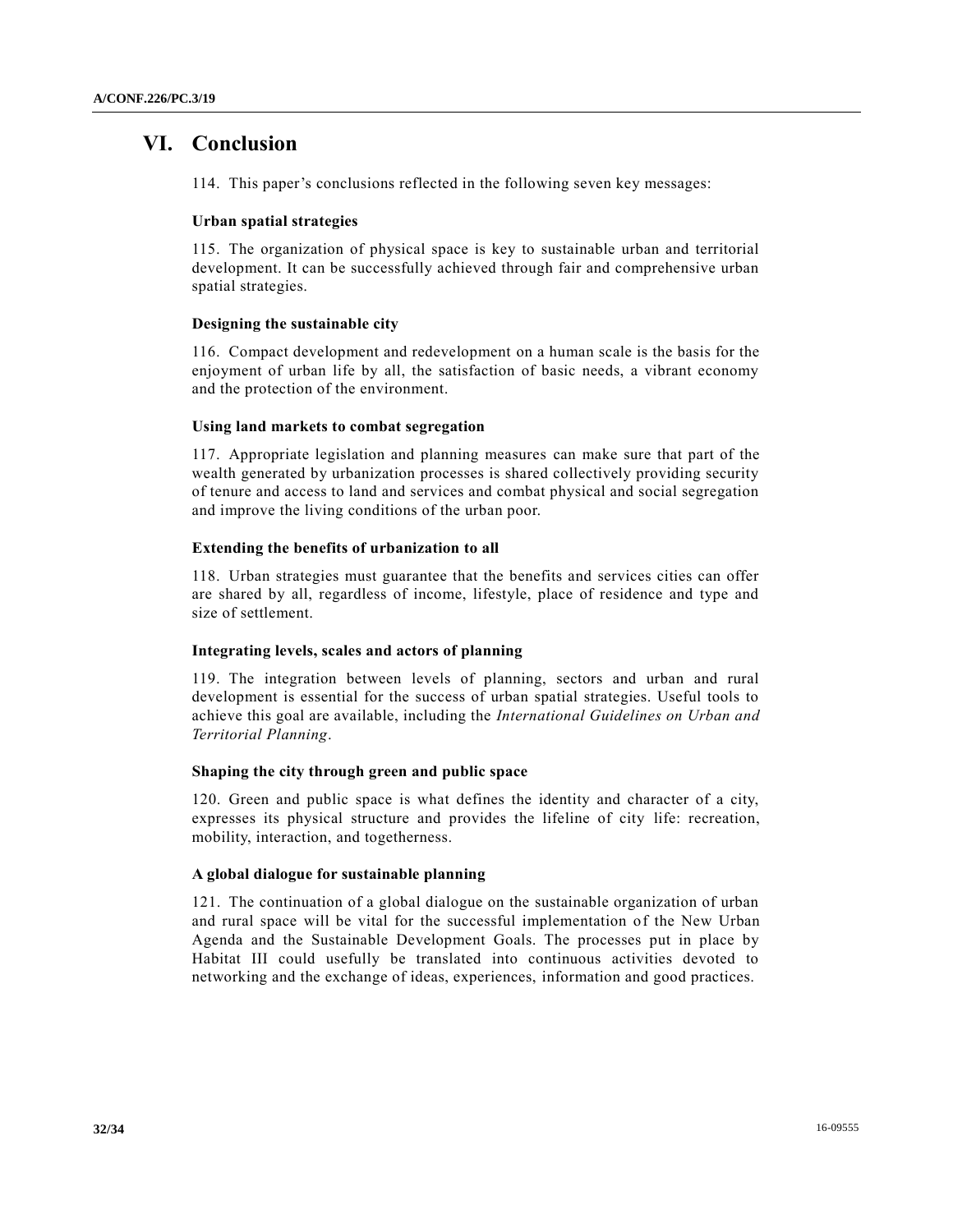# VI. Conclusion

114. This paper's conclusions reflected in the following seven key messages:

### Urban spatial strategies

115. The organization of physical space is key to sustainable urban and territorial development. It can be successfully achieved through fair and comprehensive urban spatial strategies.

### Designing the sustainable city

116. Compact development and redevelopment on a human scale is the basis for the enjoyment of urban life by all, the satisfaction of basic needs, a vibrant economy and the protection of the environment.

### Using land markets to combat segregation

117. Appropriate legislation and planning measures can make sure that part of the wealth generated by urbanization processes is shared collectively providing security of tenure and access to land and services and combat physical and social segregation and improve the living conditions of the urban poor.

### Extending the benefits of urbanization to all

118. Urban strategies must guarantee that the benefits and services cities can offer are shared by all, regardless of income, lifestyle, place of residence and type and size of settlement.

### Integrating levels, scales and actors of planning

119. The integration between levels of planning, sectors and urban and rural development is essential for the success of urban spatial strategies. Useful tools to achieve this goal are available, including the *International Guidelines on Urban and Territorial Planning*.

### Shaping the city through green and public space

120. Green and public space is what defines the identity and character of a city, expresses its physical structure and provides the lifeline of city life: recreation, mobility, interaction, and togetherness.

### A global dialogue for sustainable planning

121. The continuation of a global dialogue on the sustainable organization of urban and rural space will be vital for the successful implementation of the New Urban Agenda and the Sustainable Development Goals. The processes put in place by Habitat III could usefully be translated into continuous activities devoted to networking and the exchange of ideas, experiences, information and good practices.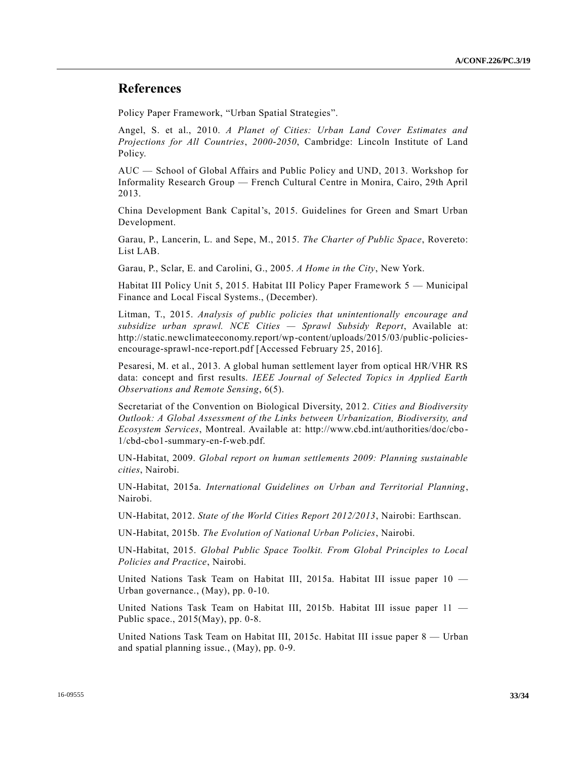## References

Policy Paper Framework, "Urban Spatial Strategies".

Angel, S. et al., 2010. *A Planet of Cities: Urban Land Cover Estimates and Projections for All Countries, 2000-2050*, Cambridge: Lincoln Institute of Land Policy.

AUC — School of Global Affairs and Public Policy and UND, 2013. Workshop for Informality Research Group — French Cultural Centre in Monira, Cairo, 29th April 2013.

China Development Bank Capital's, 2015. Guidelines for Green and Smart Urban Development.

Garau, P., Lancerin, L. and Sepe, M., 2015. *The Charter of Public Space*, Rovereto: List LAB.

Garau, P., Sclar, E. and Carolini, G., 2005. *A Home in the City*, New York.

Habitat III Policy Unit 5, 2015. Habitat III Policy Paper Framework 5 — Municipal Finance and Local Fiscal Systems., (December).

Litman, T., 2015. *Analysis of public policies that unintentionally encourage and subsidize urban sprawl. NCE Cities — Sprawl Subsidy Report*, Available at: http://static.newclimateeconomy.report/wp-content/uploads/2015/03/public-policies-encourage-sprawl-nce-report.pdf [Accessed February 25, 2016].

Pesaresi, M. et al., 2013. A global human settlement layer from optical HR/VHR RS data: concept and first results. *IEEE Journal of Selected Topics in Applied Earth Observations and Remote Sensing*, 6(5).

Secretariat of the Convention on Biological Diversity, 2012. *Cities and Biodiversity Outlook: A Global Assessment of the Links between Urbanization, Biodiversity, and Ecosystem Services*, Montreal. Available at: http://www.cbd.int/authorities/doc/cbo-1/cbd-cbo1-summary-en-f-web.pdf.

UN-Habitat, 2009. *Global report on human settlements 2009: Planning sustainable cities*, Nairobi.

UN-Habitat, 2015a. *International Guidelines on Urban and Territorial Planning*, Nairobi.

UN-Habitat, 2012. *State of the World Cities Report 2012/2013*, Nairobi: Earthscan.

UN-Habitat, 2015b. *The Evolution of National Urban Policies*, Nairobi.

UN-Habitat, 2015. *Global Public Space Toolkit. From Global Principles to Local Policies and Practice*, Nairobi.

United Nations Task Team on Habitat III, 2015a. Habitat III issue paper 10 — Urban governance., (May), pp. 0-10.

United Nations Task Team on Habitat III, 2015b. Habitat III issue paper 11 — Public space., 2015(May), pp. 0-8.

United Nations Task Team on Habitat III, 2015c. Habitat III issue paper 8 — Urban and spatial planning issue., (May), pp. 0-9.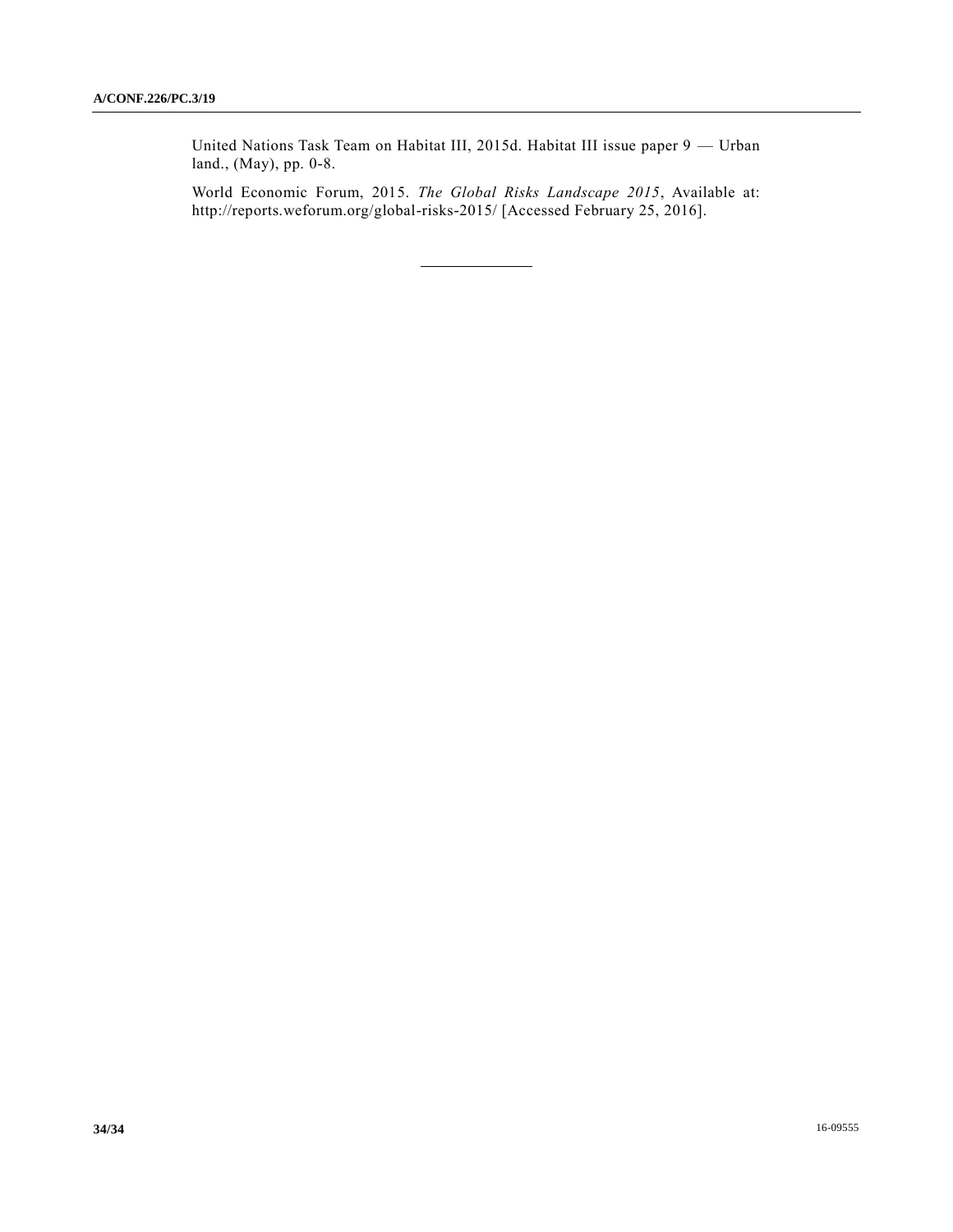United Nations Task Team on Habitat III, 2015d. Habitat III issue paper 9 — Urban land., (May), pp. 0-8.

World Economic Forum, 2015. *The Global Risks Landscape 2015*, Available at: http://reports.weforum.org/global-risks-2015/ [Accessed February 25, 2016].